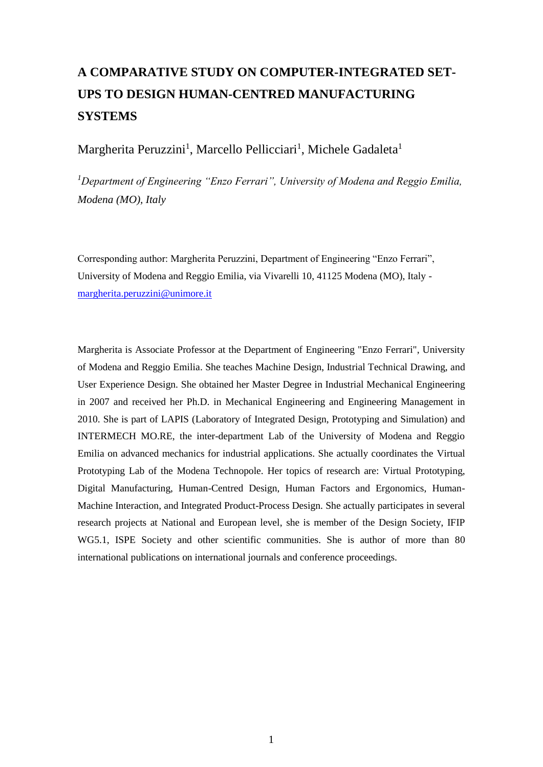# A COMPARATIVE STUDY ON COMPUTER-INTEGRATED SET-UPS TO DESIGN HUMAN-CENTRED MANUFACTURING SYSTEMS

Margherita Peruzzini[1], Marcello Pellicciari[1], Michele Gadaleta[1]

*[1]Department of Engineering "Enzo Ferrari", University of Modena and Reggio Emilia, Modena (MO), Italy*

Corresponding author: Margherita Peruzzini, Department of Engineering "Enzo Ferrari", University of Modena and Reggio Emilia, via Vivarelli 10, 41125 Modena (MO), Italy - margherita.peruzzini@unimore.it

Margherita is Associate Professor at the Department of Engineering "Enzo Ferrari", University of Modena and Reggio Emilia. She teaches Machine Design, Industrial Technical Drawing, and User Experience Design. She obtained her Master Degree in Industrial Mechanical Engineering in 2007 and received her Ph.D. in Mechanical Engineering and Engineering Management in 2010. She is part of LAPIS (Laboratory of Integrated Design, Prototyping and Simulation) and INTERMECH MO.RE, the inter-department Lab of the University of Modena and Reggio Emilia on advanced mechanics for industrial applications. She actually coordinates the Virtual Prototyping Lab of the Modena Technopole. Her topics of research are: Virtual Prototyping, Digital Manufacturing, Human-Centred Design, Human Factors and Ergonomics, Human-Machine Interaction, and Integrated Product-Process Design. She actually participates in several research projects at National and European level, she is member of the Design Society, IFIP WG5.1, ISPE Society and other scientific communities. She is author of more than 80 international publications on international journals and conference proceedings.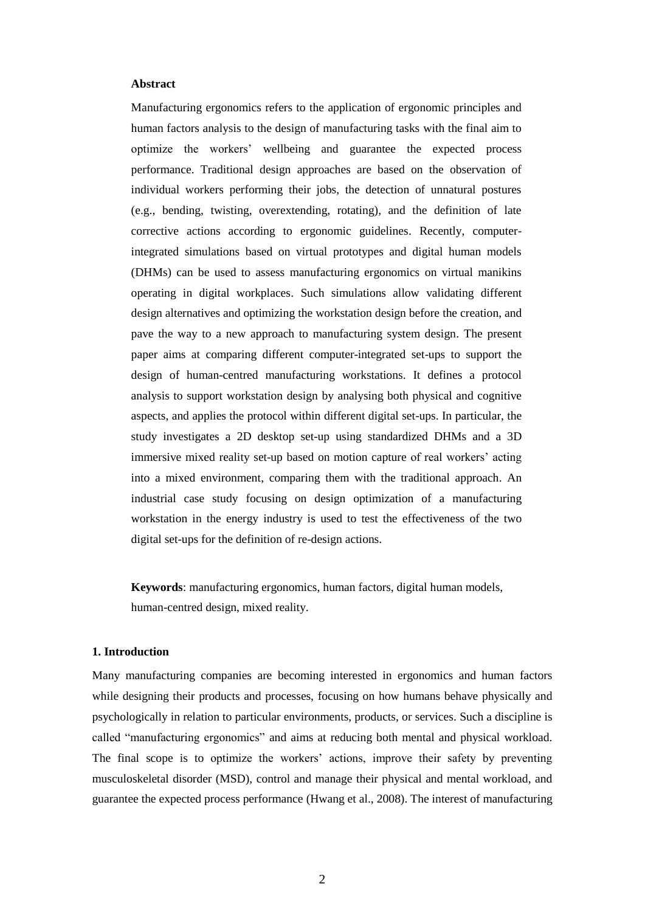**Abstract**

Manufacturing ergonomics refers to the application of ergonomic principles and human factors analysis to the design of manufacturing tasks with the final aim to optimize the workers' wellbeing and guarantee the expected process performance. Traditional design approaches are based on the observation of individual workers performing their jobs, the detection of unnatural postures (e.g., bending, twisting, overextending, rotating), and the definition of late corrective actions according to ergonomic guidelines. Recently, computer-integrated simulations based on virtual prototypes and digital human models (DHMs) can be used to assess manufacturing ergonomics on virtual manikins operating in digital workplaces. Such simulations allow validating different design alternatives and optimizing the workstation design before the creation, and pave the way to a new approach to manufacturing system design. The present paper aims at comparing different computer-integrated set-ups to support the design of human-centred manufacturing workstations. It defines a protocol analysis to support workstation design by analysing both physical and cognitive aspects, and applies the protocol within different digital set-ups. In particular, the study investigates a 2D desktop set-up using standardized DHMs and a 3D immersive mixed reality set-up based on motion capture of real workers' acting into a mixed environment, comparing them with the traditional approach. An industrial case study focusing on design optimization of a manufacturing workstation in the energy industry is used to test the effectiveness of the two digital set-ups for the definition of re-design actions.

**Keywords**: manufacturing ergonomics, human factors, digital human models, human-centred design, mixed reality.

## 1. Introduction

Many manufacturing companies are becoming interested in ergonomics and human factors while designing their products and processes, focusing on how humans behave physically and psychologically in relation to particular environments, products, or services. Such a discipline is called "manufacturing ergonomics" and aims at reducing both mental and physical workload. The final scope is to optimize the workers' actions, improve their safety by preventing musculoskeletal disorder (MSD), control and manage their physical and mental workload, and guarantee the expected process performance (Hwang et al., 2008). The interest of manufacturing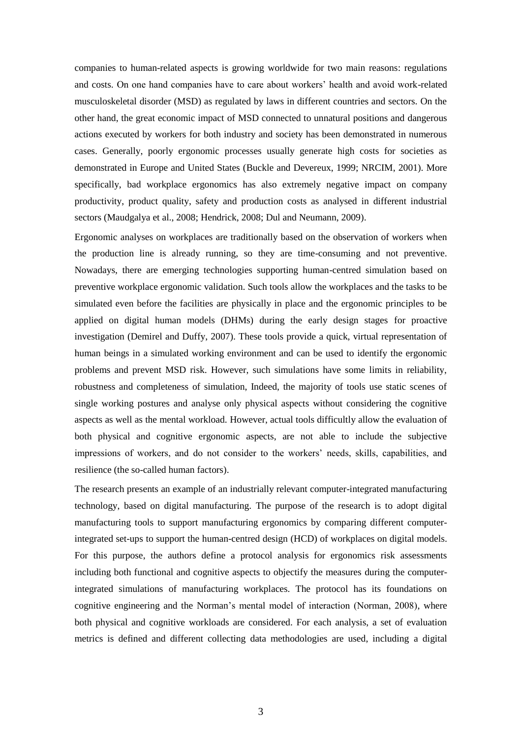companies to human-related aspects is growing worldwide for two main reasons: regulations and costs. On one hand companies have to care about workers' health and avoid work-related musculoskeletal disorder (MSD) as regulated by laws in different countries and sectors. On the other hand, the great economic impact of MSD connected to unnatural positions and dangerous actions executed by workers for both industry and society has been demonstrated in numerous cases. Generally, poorly ergonomic processes usually generate high costs for societies as demonstrated in Europe and United States (Buckle and Devereux, 1999; NRCIM, 2001). More specifically, bad workplace ergonomics has also extremely negative impact on company productivity, product quality, safety and production costs as analysed in different industrial sectors (Maudgalya et al., 2008; Hendrick, 2008; Dul and Neumann, 2009).

Ergonomic analyses on workplaces are traditionally based the observation of workers when the production line is already running, so they are time-consuming and not preventive. Nowadays, there are emerging technologies supporting human-centred simulation based on preventive workplace ergonomic validation. Such tools allow the workplaces and the tasks to be simulated even before the facilities are physically in place and the ergonomic principles to be applied on digital human models (DHMs) during the early design stages for proactive investigation (Demirel and Duffy, 2007). These tools provide a quick, virtual representation of human beings in a simulated working environment and can be used to identify the ergonomic problems and prevent MSD risk. However, such simulations have some limits in reliability, robustness and completeness of simulation, Indeed, the majority of tools use static scenes of single working postures and analyse only physical aspects without considering the cognitive aspects as well as the mental workload. However, actual tools difficultly allow the evaluation of both physical and cognitive ergonomic aspects, are not able to include the subjective impressions of workers, and do not consider to the workers' needs, skills, capabilities, and resilience (the so-called human factors).

The research presents an example of an industrially relevant computer-integrated manufacturing technology, based on digital manufacturing. The purpose of the research is to adopt digital manufacturing tools to support manufacturing ergonomics by comparing different computer-integrated set-ups to support the human-centred design (HCD) of workplaces on digital models. For this purpose, the authors define a protocol analysis for ergonomics risk assessments including both functional and cognitive aspects to objectify the measures during the computer-integrated simulations of manufacturing workplaces. The protocol has its foundations on cognitive engineering and the Norman's mental model of interaction (Norman, 2008), where both physical and cognitive workloads are considered. For each analysis, a set of evaluation metrics is defined and different collecting data methodologies are used, including a digital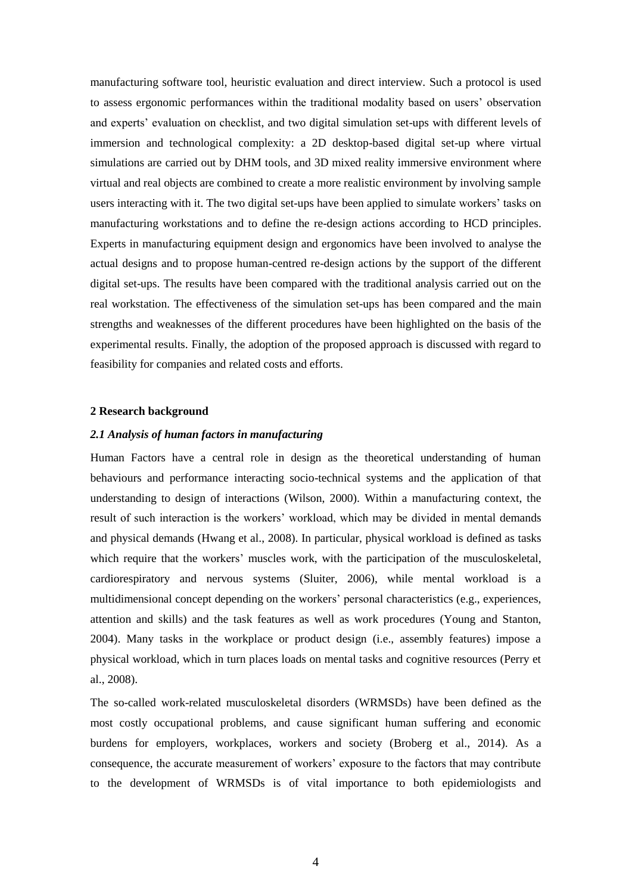manufacturing software tool, heuristic evaluation and direct interview. Such a protocol is used to assess ergonomic performances within the traditional modality based on users' observation and experts' evaluation on checklist, and two digital simulation set-ups with different levels of immersion and technological complexity: a 2D desktop-based digital set-up where virtual simulations are carried out by DHM tools, and 3D mixed reality immersive environment where virtual and real objects are combined to create a more realistic environment by involving sample users interacting with it. The two digital set-ups have been applied to simulate workers' tasks on manufacturing workstations and to define the re-design actions according to HCD principles. Experts in manufacturing equipment design and ergonomics have been involved to analyse the actual designs and to propose human-centred re-design actions by the support of the different digital set-ups. The results have been compared with the traditional analysis carried out on the real workstation. The effectiveness of the simulation set-ups has been compared and the main strengths and weaknesses of the different procedures have been highlighted on the basis of the experimental results. Finally, the adoption of the proposed approach is discussed with regard to feasibility for companies and related costs and efforts.

## 2 Research background

### *2.1 Analysis of human factors in manufacturing*

Human Factors have a central role in design as the theoretical understanding of human behaviours and performance interacting socio-technical systems and the application of that understanding to design of interactions (Wilson, 2000). Within a manufacturing context, the result of such interaction is the workers' workload, which may be divided in mental demands and physical demands (Hwang et al., 2008). In particular, physical workload is defined as tasks which require that the workers' muscles work, with the participation of the musculoskeletal, cardiorespiratory and nervous systems (Sluiter, 2006), while mental workload is a multidimensional concept depending on the workers' personal characteristics (e.g., experiences, attention and skills) and the task features as well as work procedures (Young and Stanton, 2004). Many tasks in the workplace or product design (i.e., assembly features) impose a physical workload, which in turn places loads on mental tasks and cognitive resources (Perry et al., 2008).

The so-called work-related musculoskeletal disorders (WRMSDs) have been defined as the most costly occupational problems, and cause significant human suffering and economic burdens for employers, workplaces, workers and society (Broberg et al., 2014). As a consequence, the accurate measurement of workers' exposure to the factors that may contribute to the development of WRMSDs is of vital importance to both epidemiologists and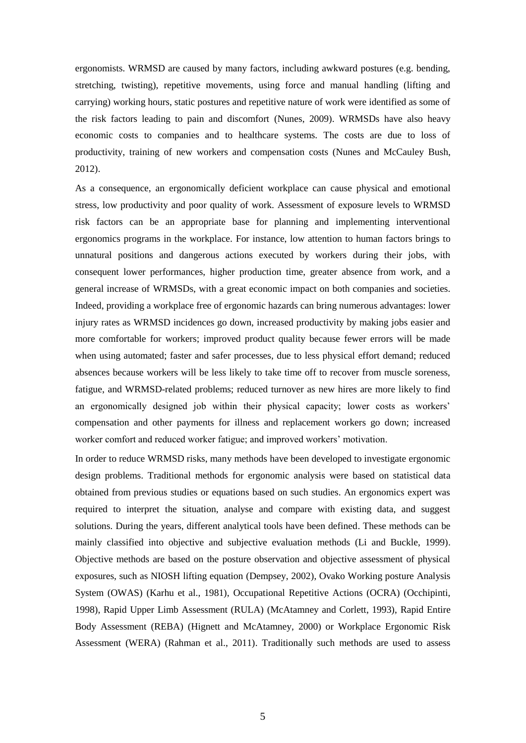ergonomists. WRMSD are caused by many factors, including awkward postures (e.g. bending, stretching, twisting), repetitive movements, using force and manual handling (lifting and carrying) working hours, static postures and repetitive nature of work were identified as some of the risk factors leading to pain and discomfort (Nunes, 2009). WRMSDs have also heavy economic costs to companies and to healthcare systems. The costs are due to loss of productivity, training of new workers and compensation costs (Nunes and McCauley Bush, 2012).

As a consequence, an ergonomically deficient workplace can cause physical and emotional stress, low productivity and poor quality of work. Assessment of exposure levels to WRMSD risk factors can be an appropriate base for planning and implementing interventional ergonomics programs in the workplace. For instance, low attention to human factors brings to unnatural positions and dangerous actions executed by workers during their jobs, with consequent lower performances, higher production time, greater absence from work, and a general increase of WRMSDs, with a great economic impact on both companies and societies. Indeed, providing a workplace free of ergonomic hazards can bring numerous advantages: lower injury rates as WRMSD incidences go down, increased productivity by making jobs easier and more comfortable for workers; improved product quality because fewer errors will be made when using automated; faster and safer processes, due to less physical effort demand; reduced absences because workers will be less likely to take time off to recover from muscle soreness, fatigue, and WRMSD-related problems; reduced turnover as new hires are more likely to find an ergonomically designed job within their physical capacity; lower costs as workers' compensation and other payments for illness and replacement workers go down; increased worker comfort and reduced worker fatigue; and improved workers' motivation.

In order to reduce WRMSD risks, many methods have been developed to investigate ergonomic design problems. Traditional methods for ergonomic analysis were based on statistical data obtained from previous studies or equations based on such studies. An ergonomics expert was required to interpret the situation, analyse and compare with existing data, and suggest solutions. During the years, different analytical tools have been defined. These methods can be mainly classified into objective and subjective evaluation methods (Li and Buckle, 1999). Objective methods are based on the posture observation and objective assessment of physical exposures, such as NIOSH lifting equation (Dempsey, 2002), Ovako Working posture Analysis System (OWAS) (Karhu et al., 1981), Occupational Repetitive Actions (OCRA) (Occhipinti, 1998), Rapid Upper Limb Assessment (RULA) (McAtamney and Corlett, 1993), Rapid Entire Body Assessment (REBA) (Hignett and McAtamney, 2000) or Workplace Ergonomic Risk Assessment (WERA) (Rahman et al., 2011). Traditionally such methods are used to assess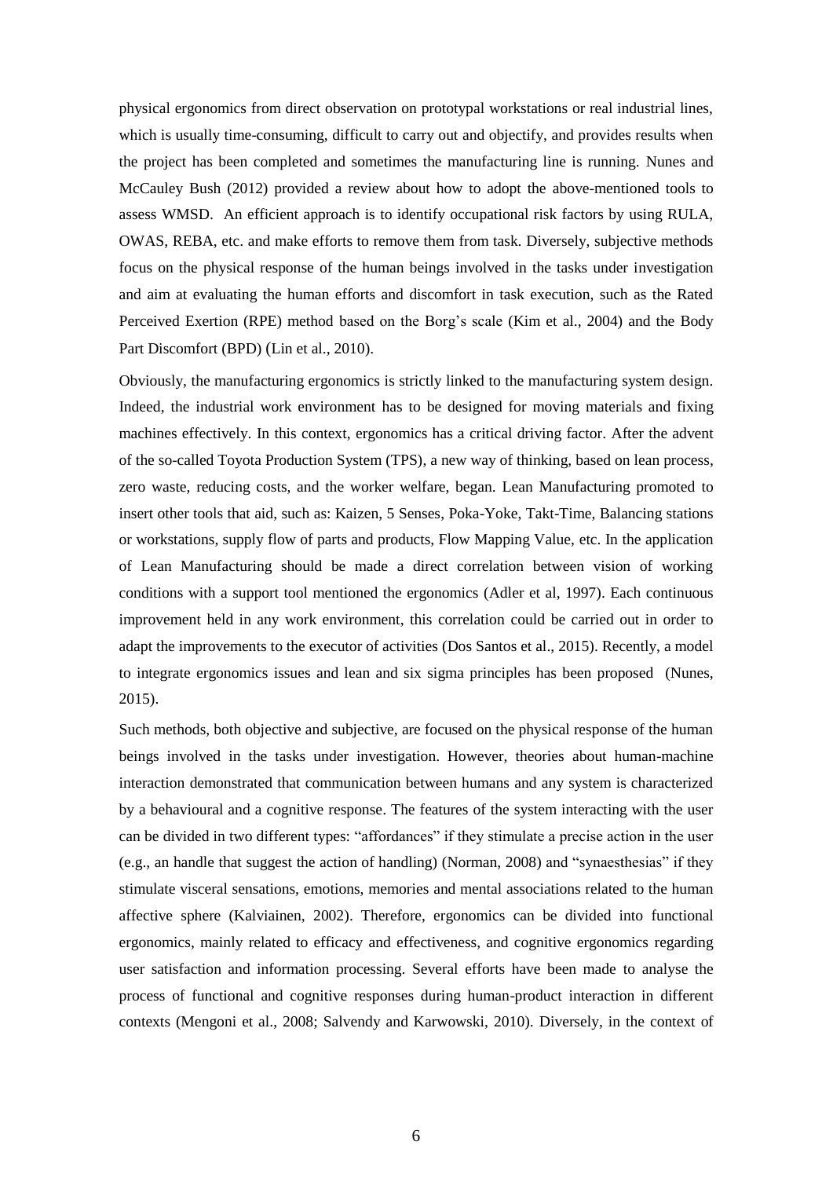physical ergonomics from direct observation on prototypal workstations or real industrial lines, which is usually time-consuming, difficult to carry out and objectify, and provides results when the project has been completed and sometimes the manufacturing line is running. Nunes and McCauley Bush (2012) provided a review about how to adopt the above-mentioned tools to assess WMSD. An efficient approach is to identify occupational risk factors by using RULA, OWAS, REBA, etc. and make efforts to remove them from task. Diversely, subjective methods focus on the physical response of the human beings involved in the tasks under investigation and aim at evaluating the human efforts and discomfort in task execution, such as the Rated Perceived Exertion (RPE) method based on the Borg's scale (Kim et al., 2004) and the Body Part Discomfort (BPD) (Lin et al., 2010).

Obviously, the manufacturing ergonomics is strictly linked to the manufacturing system design. Indeed, the industrial work environment has to be designed for moving materials and fixing machines effectively. In this context, ergonomics has a critical driving factor. After the advent of the so-called Toyota Production System (TPS), a new way of thinking, based on lean process, zero waste, reducing costs, and the worker welfare, began. Lean Manufacturing promoted to insert other tools that aid, such as: Kaizen, 5 Senses, Poka-Yoke, Takt-Time, Balancing stations or workstations, supply flow of parts and products, Flow Mapping Value, etc. In the application of Lean Manufacturing should be made a direct correlation between vision of working conditions with a support tool mentioned the ergonomics (Adler et al, 1997). Each continuous improvement held in any work environment, this correlation could be carried out in order to adapt the improvements to the executor of activities (Dos Santos et al., 2015). Recently, a model to integrate ergonomics issues and lean and six sigma principles has been proposed (Nunes, 2015).

Such methods, both objective and subjective, are focused on the physical response of the human beings involved in the tasks under investigation. However, theories about human-machine interaction demonstrated that communication between humans and any system is characterized by a behavioural and a cognitive response. The features of the system interacting with the user can be divided in two different types: "affordances" if they stimulate a precise action in the user (e.g., an handle that suggest the action of handling) (Norman, 2008) and "synaesthesias" if they stimulate visceral sensations, emotions, memories and mental associations related to the human affective sphere (Kalviainen, 2002). Therefore, ergonomics can be divided into functional ergonomics, mainly related to efficacy and effectiveness, and cognitive ergonomics regarding user satisfaction and information processing. Several efforts have been made to analyse the process of functional and cognitive responses during human-product interaction in different contexts (Mengoni et al., 2008; Salvendy and Karwowski, 2010). Diversely, in the context of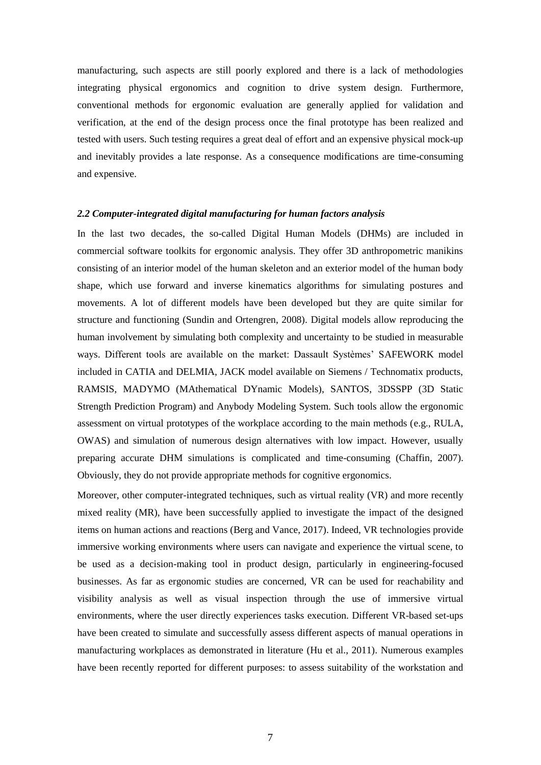manufacturing, such aspects are still poorly explored and there is a lack of methodologies integrating physical ergonomics and cognition to drive system design. Furthermore, conventional methods for ergonomic evaluation are generally applied for validation and verification, at the end of the design process once the final prototype has been realized and tested with users. Such testing requires a great deal of effort and an expensive physical mock-up and inevitably provides a late response. As a consequence modifications are time-consuming and expensive.

### *2.2 Computer-integrated digital manufacturing for human factors analysis*

In the last two decades, the so-called Digital Human Models (DHMs) are included in commercial software toolkits for ergonomic analysis. They offer 3D anthropometric manikins consisting of an interior model of the human skeleton and an exterior model of the human body shape, which use forward and inverse kinematics algorithms for simulating postures and movements. A lot of different models have been developed but they are quite similar for structure and functioning (Sundin and Ortengren, 2008). Digital models allow reproducing the human involvement by simulating both complexity and uncertainty to be studied in measurable ways. Different tools are available on the market: Dassault Systèmes' SAFEWORK model included in CATIA and DELMIA, JACK model available on Siemens / Technomatix products, RAMSIS, MADYMO (MAthematical DYnamic Models), SANTOS, 3DSSPP (3D Static Strength Prediction Program) and Anybody Modeling System. Such tools allow the ergonomic assessment on virtual prototypes of the workplace according to the main methods (e.g., RULA, OWAS) and simulation of numerous design alternatives with low impact. However, usually preparing accurate DHM simulations is complicated and time-consuming (Chaffin, 2007). Obviously, they do not provide appropriate methods for cognitive ergonomics.

Moreover, other computer-integrated techniques, such as virtual reality (VR) and more recently mixed reality (MR), have been successfully applied to investigate the impact of the designed items on human actions and reactions (Berg and Vance, 2017). Indeed, VR technologies provide immersive working environments where users can navigate and experience the virtual scene, to be used as a decision-making tool in product design, particularly in engineering-focused businesses. As far as ergonomic studies are concerned, VR can be used for reachability and visibility analysis as well as visual inspection through the use of immersive virtual environments, where the user directly experiences tasks execution. Different VR-based set-ups have been created to simulate and successfully assess different aspects of manual operations in manufacturing workplaces as demonstrated in literature (Hu et al., 2011). Numerous examples have been recently reported for different purposes: to assess suitability of the workstation and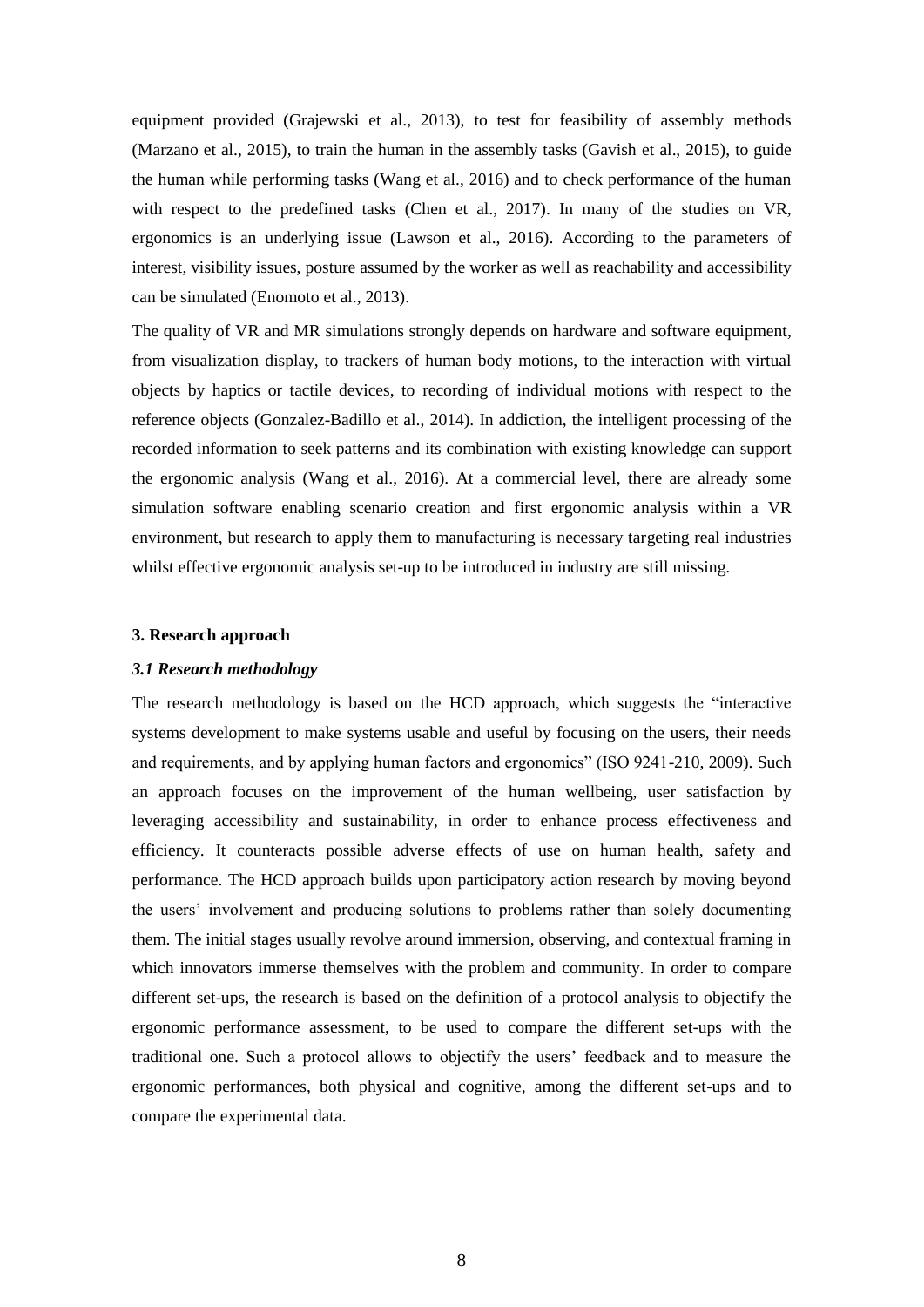equipment provided (Grajewski et al., 2013), to test for feasibility of assembly methods (Marzano et al., 2015), to train the human in the assembly tasks (Gavish et al., 2015), to guide the human while performing tasks (Wang et al., 2016) and to check performance of the human with respect to the predefined tasks (Chen et al., 2017). In many of the studies on VR, ergonomics is an underlying issue (Lawson et al., 2016). According to the parameters of interest, visibility issues, posture assumed by the worker as well as reachability and accessibility can be simulated (Enomoto et al., 2013).

The quality of VR and MR simulations strongly depends on hardware and software equipment, from visualization display, to trackers of human body motions, to the interaction with virtual objects by haptics or tactile devices, to recording of individual motions with respect to the reference objects (Gonzalez-Badillo et al., 2014). In addiction, the intelligent processing of the recorded information to seek patterns and its combination with existing knowledge can support the ergonomic analysis (Wang et al., 2016). At a commercial level, there are already some simulation software enabling scenario creation and first ergonomic analysis within a VR environment, but research to apply them to manufacturing is necessary targeting real industries whilst effective ergonomic analysis set-up to be introduced in industry are still missing.

## 3. Research approach

### *3.1 Research methodology*

The research methodology is based on the HCD approach, which suggests the "interactive systems development to make systems usable and useful by focusing on the users, their needs and requirements, and by applying human factors and ergonomics" (ISO 9241-210, 2009). Such an approach focuses on the improvement of the human wellbeing, user satisfaction by leveraging accessibility and sustainability, in order to enhance process effectiveness and efficiency. It counteracts possible adverse effects of use on human health, safety and performance. The HCD approach builds upon participatory action research by moving beyond the users' involvement and producing solutions to problems rather than solely documenting them. The initial stages usually revolve around immersion, observing, and contextual framing in which innovators immerse themselves with the problem and community. In order to compare different set-ups, the research is based on the definition of a protocol analysis to objectify the ergonomic performance assessment, to be used to compare the different set-ups with the traditional one. Such a protocol allows to objectify the users' feedback and to measure the ergonomic performances, both physical and cognitive, among the different set-ups and to compare the experimental data.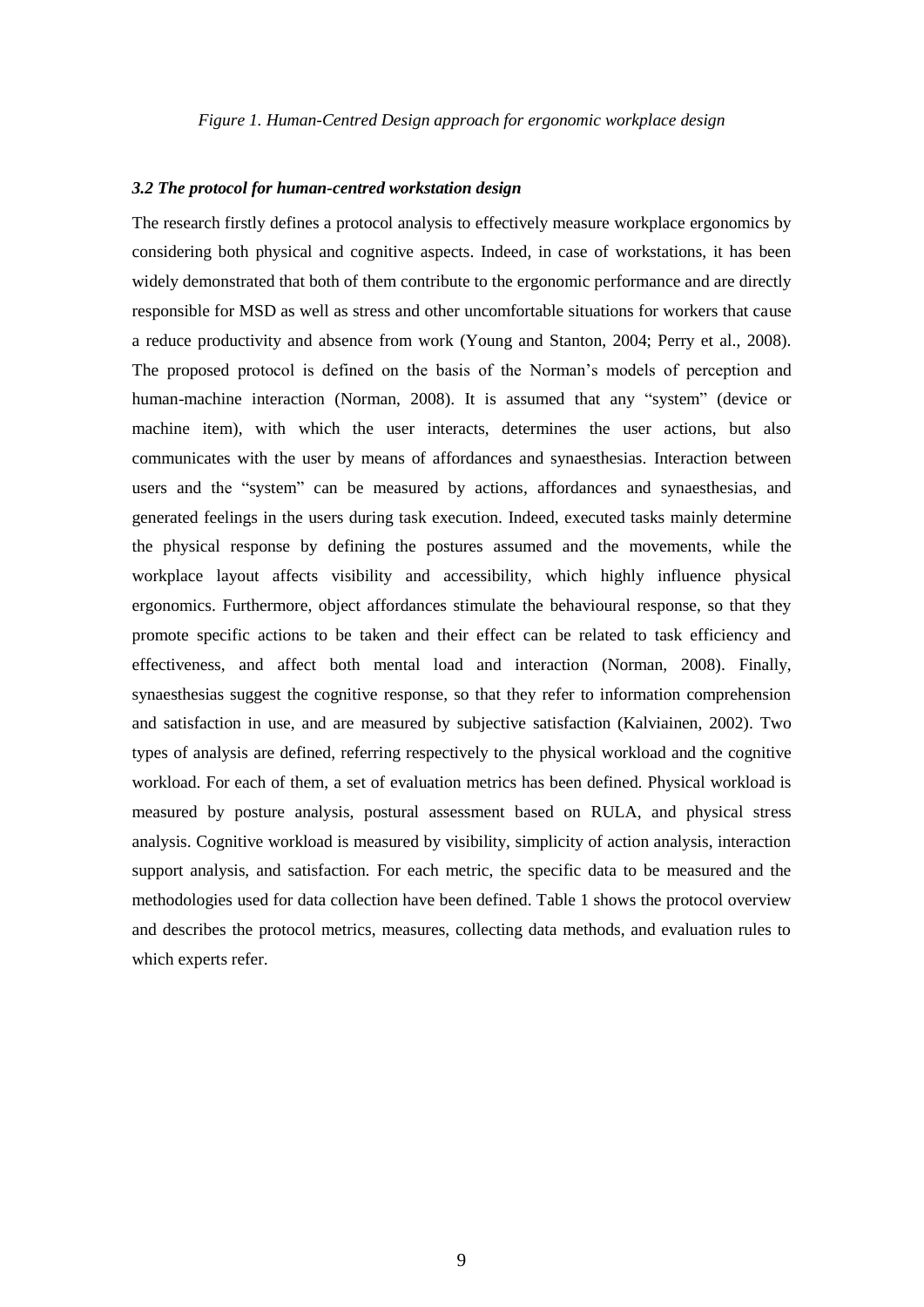*Figure 1. Human-Centred Design approach for ergonomic workplace design*

### *3.2 The protocol for human-centred workstation design*

The research firstly defines a protocol analysis to effectively measure workplace ergonomics by considering both physical and cognitive aspects. Indeed, in case of workstations, it has been widely demonstrated that both of them contribute to the ergonomic performance and are directly responsible for MSD as well as stress and other uncomfortable situations for workers that cause a reduce productivity and absence from work (Young and Stanton, 2004; Perry et al., 2008). The proposed protocol is defined on the basis of the Norman's models of perception and human-machine interaction (Norman, 2008). It is assumed that any "system" (device or machine item), with which the user interacts, determines the user actions, but also communicates with the user by means of affordances and synaesthesias. Interaction between users and the "system" can be measured by actions, affordances and synaesthesias, and generated feelings in the users during task execution. Indeed, executed tasks mainly determine the physical response by defining the postures assumed and the movements, while the workplace layout affects visibility and accessibility, which highly influence physical ergonomics. Furthermore, object affordances stimulate the behavioural response, so that they promote specific actions to be taken and their effect can be related to task efficiency and effectiveness, and affect both mental load and interaction (Norman, 2008). Finally, synaesthesias suggest the cognitive response, so that they refer to information comprehension and satisfaction in use, and are measured by subjective satisfaction (Kalviainen, 2002). Two types of analysis are defined, referring respectively to the physical workload and the cognitive workload. For each of them, a set of evaluation metrics has been defined. Physical workload is measured by posture analysis, postural assessment based on RULA, and physical stress analysis. Cognitive workload is measured by visibility, simplicity of action analysis, interaction support analysis, and satisfaction. For each metric, the specific data to be measured and the methodologies used for data collection have been defined. Table 1 shows the protocol overview and describes the protocol metrics, measures, collecting data methods, and evaluation rules to which experts refer.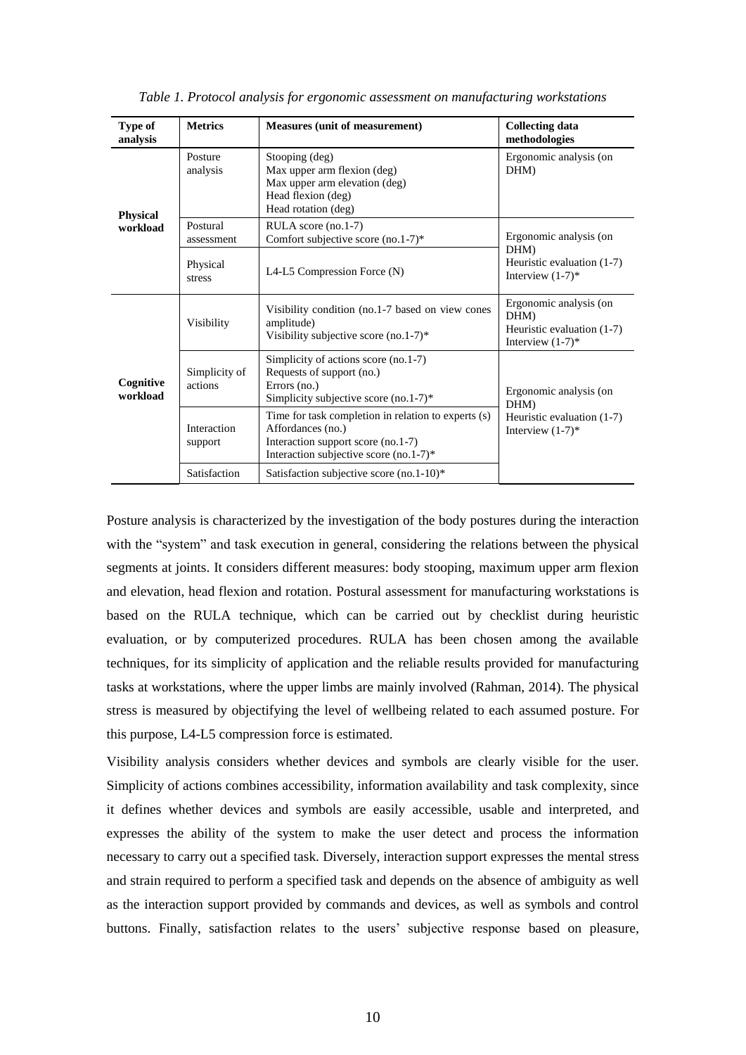*Table 1. Protocol analysis for ergonomic assessment on manufacturing workstations*

| Type of analysis | Metrics | Measures (unit of measurement) | Collecting data methodologies |
|---|---|---|---|
| **Physical workload** | Posture analysis | Stooping (deg)<br>Max upper arm flexion (deg)<br>Max upper arm elevation (deg)<br>Head flexion (deg)<br>Head rotation (deg) | Ergonomic analysis (on DHM) |
| | Postural assessment | RULA score (no.1-7)<br>Comfort subjective score (no.1-7)* | Ergonomic analysis (on DHM)<br>Heuristic evaluation (1-7)<br>Interview (1-7)* |
| | Physical stress | L4-L5 Compression Force (N) | |
| **Cognitive workload** | Visibility | Visibility condition (no.1-7 based on view cones amplitude)<br>Visibility subjective score (no.1-7)* | Ergonomic analysis (on DHM)<br>Heuristic evaluation (1-7)<br>Interview (1-7)* |
| | Simplicity of actions | Simplicity of actions score (no.1-7)<br>Requests of support (no.)<br>Errors (no.)<br>Simplicity subjective score (no.1-7)* | Ergonomic analysis (on DHM)<br>Heuristic evaluation (1-7)<br>Interview (1-7)* |
| | Interaction support | Time for task completion in relation to experts (s)<br>Affordances (no.)<br>Interaction support score (no.1-7)<br>Interaction subjective score (no.1-7)* | |
| | Satisfaction | Satisfaction subjective score (no.1-10)* | |

Posture analysis is characterized by the investigation of the body postures during the interaction with the "system" and task execution in general, considering the relations between the physical segments at joints. It considers different measures: body stooping, maximum upper arm flexion and elevation, head flexion and rotation. Postural assessment for manufacturing workstations is based on the RULA technique, which can be carried out by checklist during heuristic evaluation, or by computerized procedures. RULA has been chosen among the available techniques, for its simplicity of application and the reliable results provided for manufacturing tasks at workstations, where the upper limbs are mainly involved (Rahman, 2014). The physical stress is measured by objectifying the level of wellbeing related to each assumed posture. For this purpose, L4-L5 compression force is estimated.

Visibility analysis considers whether devices and symbols are clearly visible for the user. Simplicity of actions combines accessibility, information availability and task complexity, since it defines whether devices and symbols are easily accessible, usable and interpreted, and expresses the ability of the system to make the user detect and process the information necessary to carry out a specified task. Diversely, interaction support expresses the mental stress and strain required to perform a specified task and depends on the absence of ambiguity as well as the interaction support provided by commands and devices, as well as symbols and control buttons. Finally, satisfaction relates to the users' subjective response based on pleasure,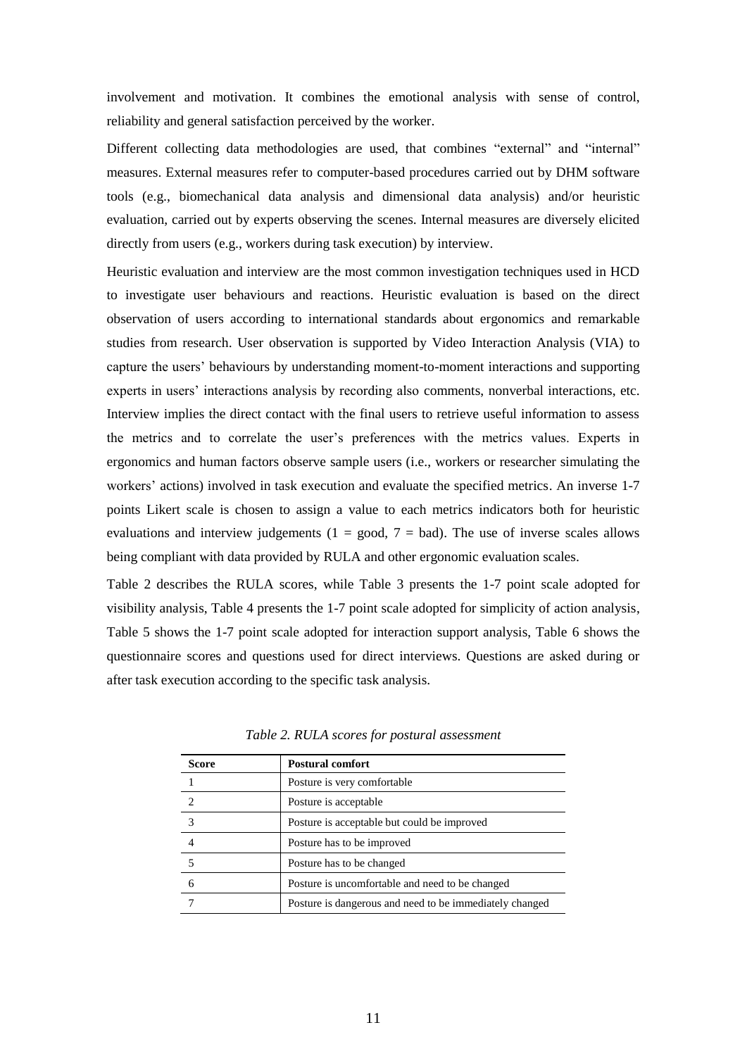involvement and motivation. It combines the emotional analysis with sense of control, reliability and general satisfaction perceived by the worker.

Different collecting data methodologies are used, that combines "external" and "internal" measures. External measures refer to computer-based procedures carried out by DHM software tools (e.g., biomechanical data analysis and dimensional data analysis) and/or heuristic evaluation, carried out by experts observing the scenes. Internal measures are diversely elicited directly from users (e.g., workers during task execution) by interview.

Heuristic evaluation and interview are the most common investigation techniques used in HCD to investigate user behaviours and reactions. Heuristic evaluation is based on the direct observation of users according to international standards about ergonomics and remarkable studies from research. User observation is supported by Video Interaction Analysis (VIA) to capture the users' behaviours by understanding moment-to-moment interactions and supporting experts in users' interactions analysis by recording also comments, nonverbal interactions, etc. Interview implies the direct contact with the final users to retrieve useful information to assess the metrics and to correlate the user's preferences with the metrics values. Experts in ergonomics and human factors observe sample users (i.e., workers or researcher simulating the workers' actions) involved in task execution and evaluate the specified metrics. An inverse 1-7 points Likert scale is chosen to assign a value to each metrics indicators both for heuristic evaluations and interview judgements (1 = good, 7 = bad). The use of inverse scales allows being compliant with data provided by RULA and other ergonomic evaluation scales.

Table 2 describes the RULA scores, while Table 3 presents the 1-7 point scale adopted for visibility analysis, Table 4 presents the 1-7 point scale adopted for simplicity of action analysis, Table 5 shows the 1-7 point scale adopted for interaction support analysis, Table 6 shows the questionnaire scores and questions used for direct interviews. Questions are asked during or after task execution according to the specific task analysis.

*Table 2. RULA scores for postural assessment*

| Score | Postural comfort |
|---|---|
| 1 | Posture is very comfortable |
| 2 | Posture is acceptable |
| 3 | Posture is acceptable but could be improved |
| 4 | Posture has to be improved |
| 5 | Posture has to be changed |
| 6 | Posture is uncomfortable and need to be changed |
| 7 | Posture is dangerous and need to be immediately changed |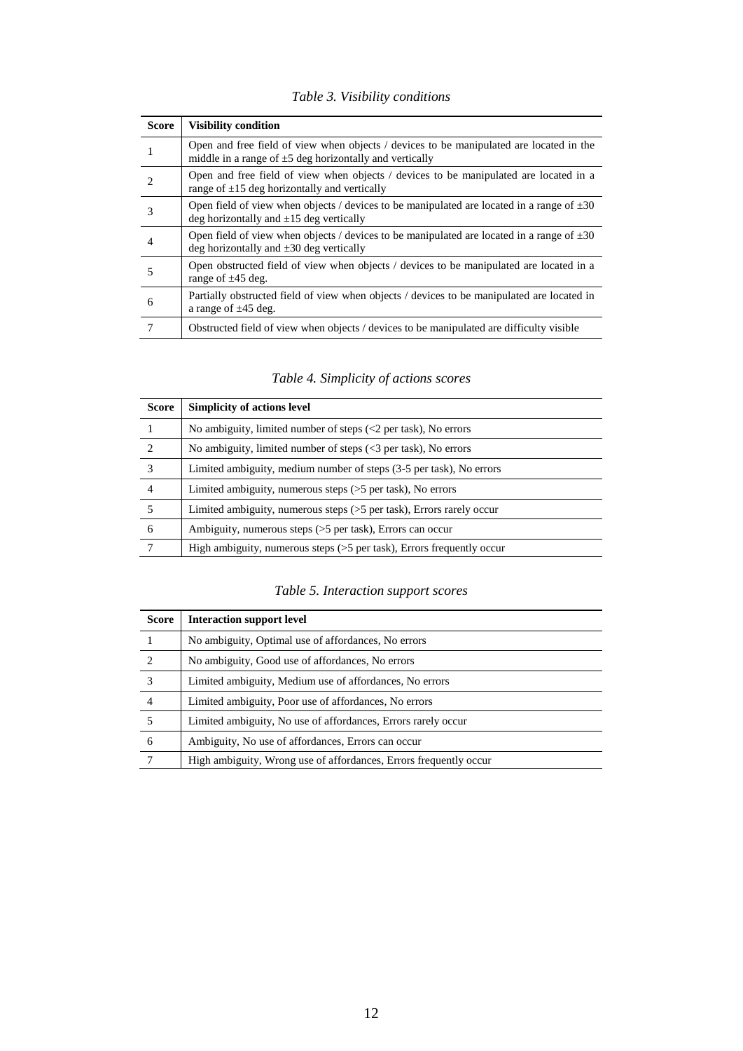*Table 3. Visibility conditions*

| Score | Visibility condition |
|---|---|
| 1 | Open and free field of view when objects / devices to be manipulated are located in the middle in a range of ±5 deg horizontally and vertically |
| 2 | Open and free field of view when objects / devices to be manipulated are located in a range of ±15 deg horizontally and vertically |
| 3 | Open field of view when objects / devices to be manipulated are located in a range of ±30 deg horizontally and ±15 deg vertically |
| 4 | Open field of view when objects / devices to be manipulated are located in a range of ±30 deg horizontally and ±30 deg vertically |
| 5 | Open obstructed field of view when objects / devices to be manipulated are located in a range of ±45 deg. |
| 6 | Partially obstructed field of view when objects / devices to be manipulated are located in a range of ±45 deg. |
| 7 | Obstructed field of view when objects / devices to be manipulated are difficulty visible |

*Table 4. Simplicity of actions scores*

| Score | Simplicity of actions level |
|---|---|
| 1 | No ambiguity, limited number of steps (<2 per task), No errors |
| 2 | No ambiguity, limited number of steps (<3 per task), No errors |
| 3 | Limited ambiguity, medium number of steps (3-5 per task), No errors |
| 4 | Limited ambiguity, numerous steps (>5 per task), No errors |
| 5 | Limited ambiguity, numerous steps (>5 per task), Errors rarely occur |
| 6 | Ambiguity, numerous steps (>5 per task), Errors can occur |
| 7 | High ambiguity, numerous steps (>5 per task), Errors frequently occur |

*Table 5. Interaction support scores*

| Score | Interaction support level |
|---|---|
| 1 | No ambiguity, Optimal use of affordances, No errors |
| 2 | No ambiguity, Good use of affordances, No errors |
| 3 | Limited ambiguity, Medium use of affordances, No errors |
| 4 | Limited ambiguity, Poor use of affordances, No errors |
| 5 | Limited ambiguity, No use of affordances, Errors rarely occur |
| 6 | Ambiguity, No use of affordances, Errors can occur |
| 7 | High ambiguity, Wrong use of affordances, Errors frequently occur |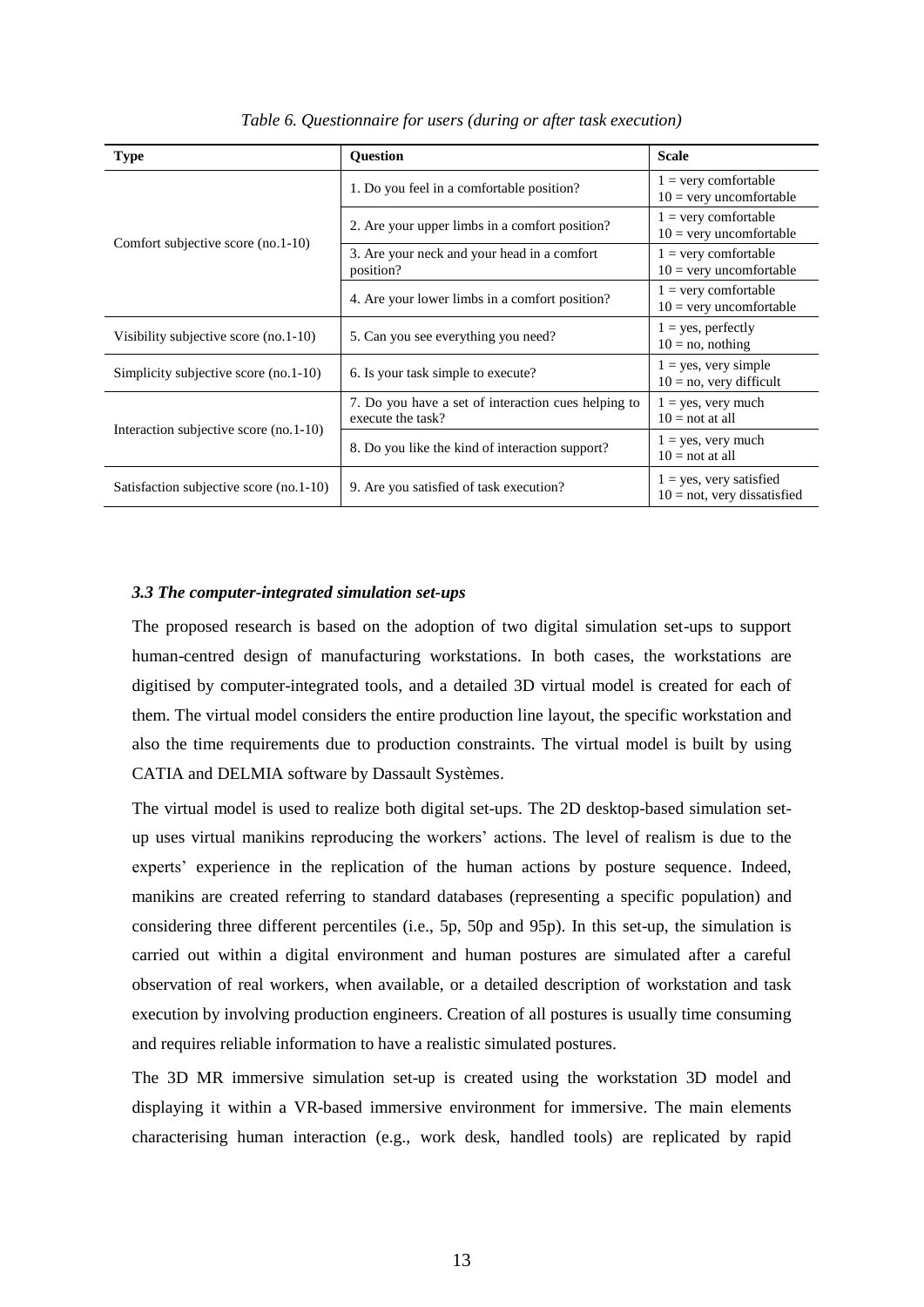*Table 6. Questionnaire for users (during or after task execution)*

| Type | Question | Scale |
|---|---|---|
| Comfort subjective score (no.1-10) | 1. Do you feel in a comfortable position? | 1 = very comfortable<br>10 = very uncomfortable |
| | 2. Are your upper limbs in a comfort position? | 1 = very comfortable<br>10 = very uncomfortable |
| | 3. Are your neck and your head in a comfort position? | 1 = very comfortable<br>10 = very uncomfortable |
| | 4. Are your lower limbs in a comfort position? | 1 = very comfortable<br>10 = very uncomfortable |
| Visibility subjective score (no.1-10) | 5. Can you see everything you need? | 1 = yes, perfectly<br>10 = no, nothing |
| Simplicity subjective score (no.1-10) | 6. Is your task simple to execute? | 1 = yes, very simple<br>10 = no, very difficult |
| Interaction subjective score (no.1-10) | 7. Do you have a set of interaction cues helping to execute the task? | 1 = yes, very much<br>10 = not at all |
| | 8. Do you like the kind of interaction support? | 1 = yes, very much<br>10 = not at all |
| Satisfaction subjective score (no.1-10) | 9. Are you satisfied of task execution? | 1 = yes, very satisfied<br>10 = not, very dissatisfied |

### *3.3 The computer-integrated simulation set-ups*

The proposed research is based on the adoption of two digital simulation set-ups to support human-centred design of manufacturing workstations. In both cases, the workstations are digitised by computer-integrated tools, and a detailed 3D virtual model is created for each of them. The virtual model considers the entire production line layout, the specific workstation and also the time requirements due to production constraints. The virtual model is built by using CATIA and DELMIA software by Dassault Systèmes.

The virtual model is used to realize both digital set-ups. The 2D desktop-based simulation set-up uses virtual manikins reproducing the workers' actions. The level of realism is due to the experts' experience in the replication of the human actions by posture sequence. Indeed, manikins are created referring to standard databases (representing a specific population) and considering three different percentiles (i.e., 5p, 50p and 95p). In this set-up, the simulation is carried out within a digital environment and human postures are simulated after a careful observation of real workers, when available, or a detailed description of workstation and task execution by involving production engineers. Creation of all postures is usually time consuming and requires reliable information to have a realistic simulated postures.

The 3D MR immersive simulation set-up is created using the workstation 3D model and displaying it within a VR-based immersive environment for immersive. The main elements characterising human interaction (e.g., work desk, handled tools) are replicated by rapid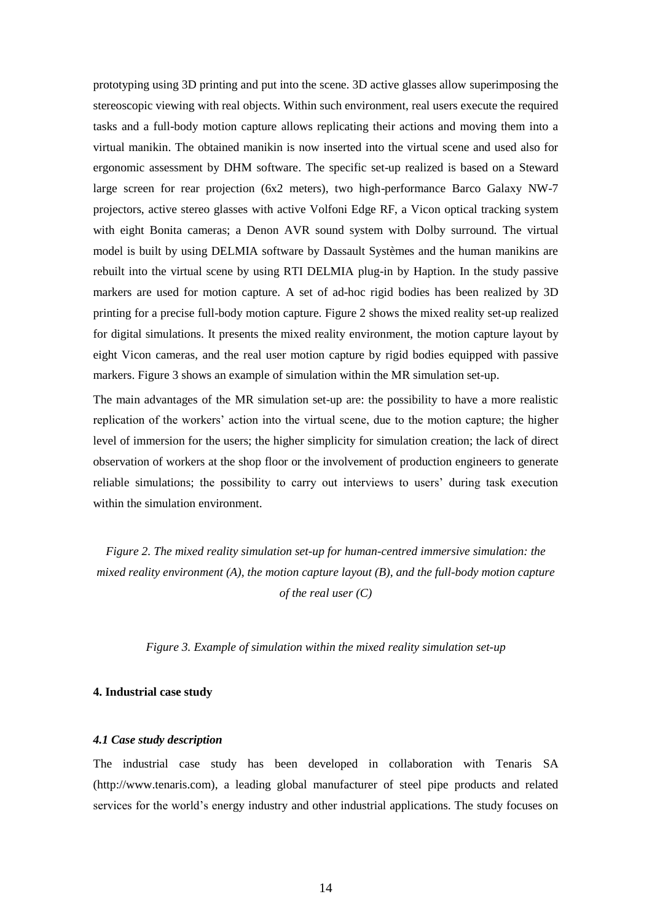prototyping using 3D printing and put into the scene. 3D active glasses allow superimposing the stereoscopic viewing with real objects. Within such environment, real users execute the required tasks and a full-body motion capture allows replicating their actions and moving them into a virtual manikin. The obtained manikin is now inserted into the virtual scene and used also for ergonomic assessment by DHM software. The specific set-up realized is based on a Steward large screen for rear projection (6x2 meters), two high-performance Barco Galaxy NW-7 projectors, active stereo glasses with active Volfoni Edge RF, a Vicon optical tracking system with eight Bonita cameras; a Denon AVR sound system with Dolby surround. The virtual model is built by using DELMIA software by Dassault Systèmes and the human manikins are rebuilt into the virtual scene by using RTI DELMIA plug-in by Haption. In the study passive markers are used for motion capture. A set of ad-hoc rigid bodies has been realized by 3D printing for a precise full-body motion capture. Figure 2 shows the mixed reality set-up realized for digital simulations. It presents the mixed reality environment, the motion capture layout by eight Vicon cameras, and the real user motion capture by rigid bodies equipped with passive markers. Figure 3 shows an example of simulation within the MR simulation set-up.

The main advantages of the MR simulation set-up are: the possibility to have a more realistic replication of the workers' action into the virtual scene, due to the motion capture; the higher level of immersion for the users; the higher simplicity for simulation creation; the lack of direct observation of workers at the shop floor or the involvement of production engineers to generate reliable simulations; the possibility to carry out interviews to users' during task execution within the simulation environment.

*Figure 2. The mixed reality simulation set-up for human-centred immersive simulation: the mixed reality environment (A), the motion capture layout (B), and the full-body motion capture of the real user (C)*

*Figure 3. Example of simulation within the mixed reality simulation set-up*

## 4. Industrial case study

### *4.1 Case study description*

The industrial case study has been developed in collaboration with Tenaris SA (http://www.tenaris.com), a leading global manufacturer of steel pipe products and related services for the world's energy industry and other industrial applications. The study focuses on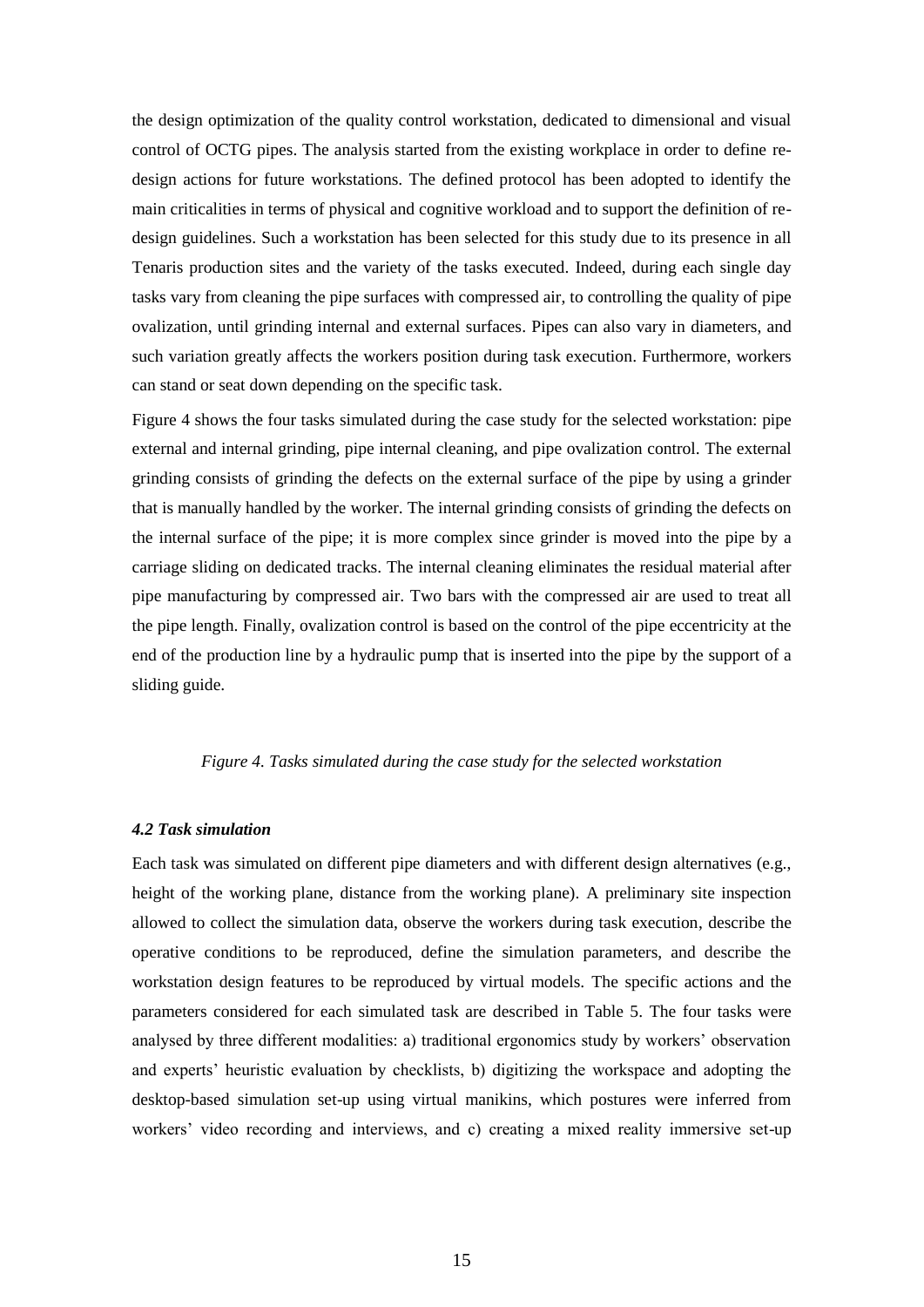the design optimization of the quality control workstation, dedicated to dimensional and visual control of OCTG pipes. The analysis started from the existing workplace in order to define re-design actions for future workstations. The defined protocol has been adopted to identify the main criticalities in terms of physical and cognitive workload and to support the definition of re-design guidelines. Such a workstation has been selected for this study due to its presence in all Tenaris production sites and the variety of the tasks executed. Indeed, during each single day tasks vary from cleaning the pipe surfaces with compressed air, to controlling the quality of pipe ovalization, until grinding internal and external surfaces. Pipes can also vary in diameters, and such variation greatly affects the workers position during task execution. Furthermore, workers can stand or seat down depending on the specific task.

Figure 4 shows the four tasks simulated during the case study for the selected workstation: pipe external and internal grinding, pipe internal cleaning, and pipe ovalization control. The external grinding consists of grinding the defects on the external surface of the pipe by using a grinder that is manually handled by the worker. The internal grinding consists of grinding the defects on the internal surface of the pipe; it is more complex since grinder is moved into the pipe by a carriage sliding on dedicated tracks. The internal cleaning eliminates the residual material after pipe manufacturing by compressed air. Two bars with the compressed air are used to treat all the pipe length. Finally, ovalization control is based on the control of the pipe eccentricity at the end of the production line by a hydraulic pump that is inserted into the pipe by the support of a sliding guide.

*Figure 4. Tasks simulated during the case study for the selected workstation*

#### *4.2 Task simulation*

Each task was simulated on different pipe diameters and with different design alternatives (e.g., height of the working plane, distance from the working plane). A preliminary site inspection allowed to collect the simulation data, observe the workers during task execution, describe the operative conditions to be reproduced, define the simulation parameters, and describe the workstation design features to be reproduced by virtual models. The specific actions and the parameters considered for each simulated task are described in Table 5. The four tasks were analysed by three different modalities: a) traditional ergonomics study by workers' observation and experts' heuristic evaluation by checklists, b) digitizing the workspace and adopting the desktop-based simulation set-up using virtual manikins, which postures were inferred from workers' video recording and interviews, and c) creating a mixed reality immersive set-up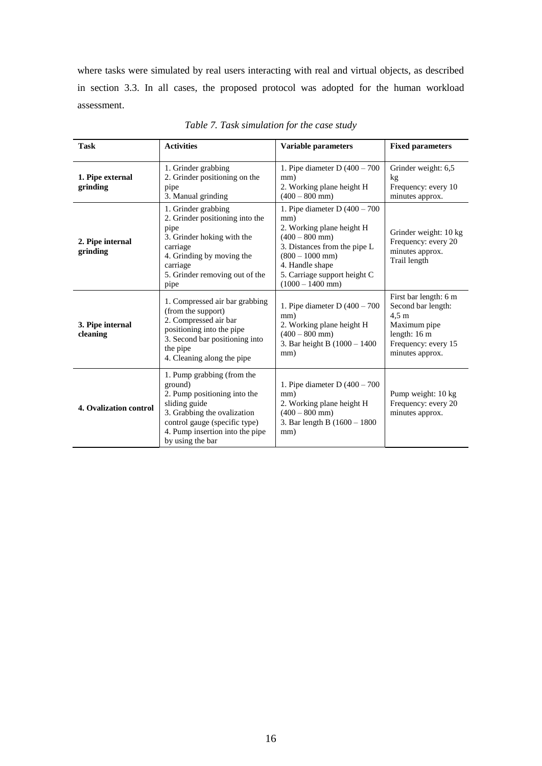where tasks were simulated by real users interacting with real and virtual objects, as described in section 3.3. In all cases, the proposed protocol was adopted for the human workload assessment.

*Table 7. Task simulation for the case study*

| Task | Activities | Variable parameters | Fixed parameters |
|---|---|---|---|
| **1. Pipe external grinding** | 1. Grinder grabbing<br>2. Grinder positioning on the pipe<br>3. Manual grinding | 1. Pipe diameter D (400 – 700 mm)<br>2. Working plane height H (400 – 800 mm) | Grinder weight: 6,5 kg<br>Frequency: every 10 minutes approx. |
| **2. Pipe internal grinding** | 1. Grinder grabbing<br>2. Grinder positioning into the pipe<br>3. Grinder hoking with the carriage<br>4. Grinding by moving the carriage<br>5. Grinder removing out of the pipe | 1. Pipe diameter D (400 – 700 mm)<br>2. Working plane height H (400 – 800 mm)<br>3. Distances from the pipe L (800 – 1000 mm)<br>4. Handle shape<br>5. Carriage support height C (1000 – 1400 mm) | Grinder weight: 10 kg<br>Frequency: every 20 minutes approx.<br>Trail length |
| **3. Pipe internal cleaning** | 1. Compressed air bar grabbing (from the support)<br>2. Compressed air bar positioning into the pipe<br>3. Second bar positioning into the pipe<br>4. Cleaning along the pipe | 1. Pipe diameter D (400 – 700 mm)<br>2. Working plane height H (400 – 800 mm)<br>3. Bar height B (1000 – 1400 mm) | First bar length: 6 m<br>Second bar length: 4,5 m<br>Maximum pipe length: 16 m<br>Frequency: every 15 minutes approx. |
| **4. Ovalization control** | 1. Pump grabbing (from the ground)<br>2. Pump positioning into the sliding guide<br>3. Grabbing the ovalization control gauge (specific type)<br>4. Pump insertion into the pipe by using the bar | 1. Pipe diameter D (400 – 700 mm)<br>2. Working plane height H (400 – 800 mm)<br>3. Bar length B (1600 – 1800 mm) | Pump weight: 10 kg<br>Frequency: every 20 minutes approx. |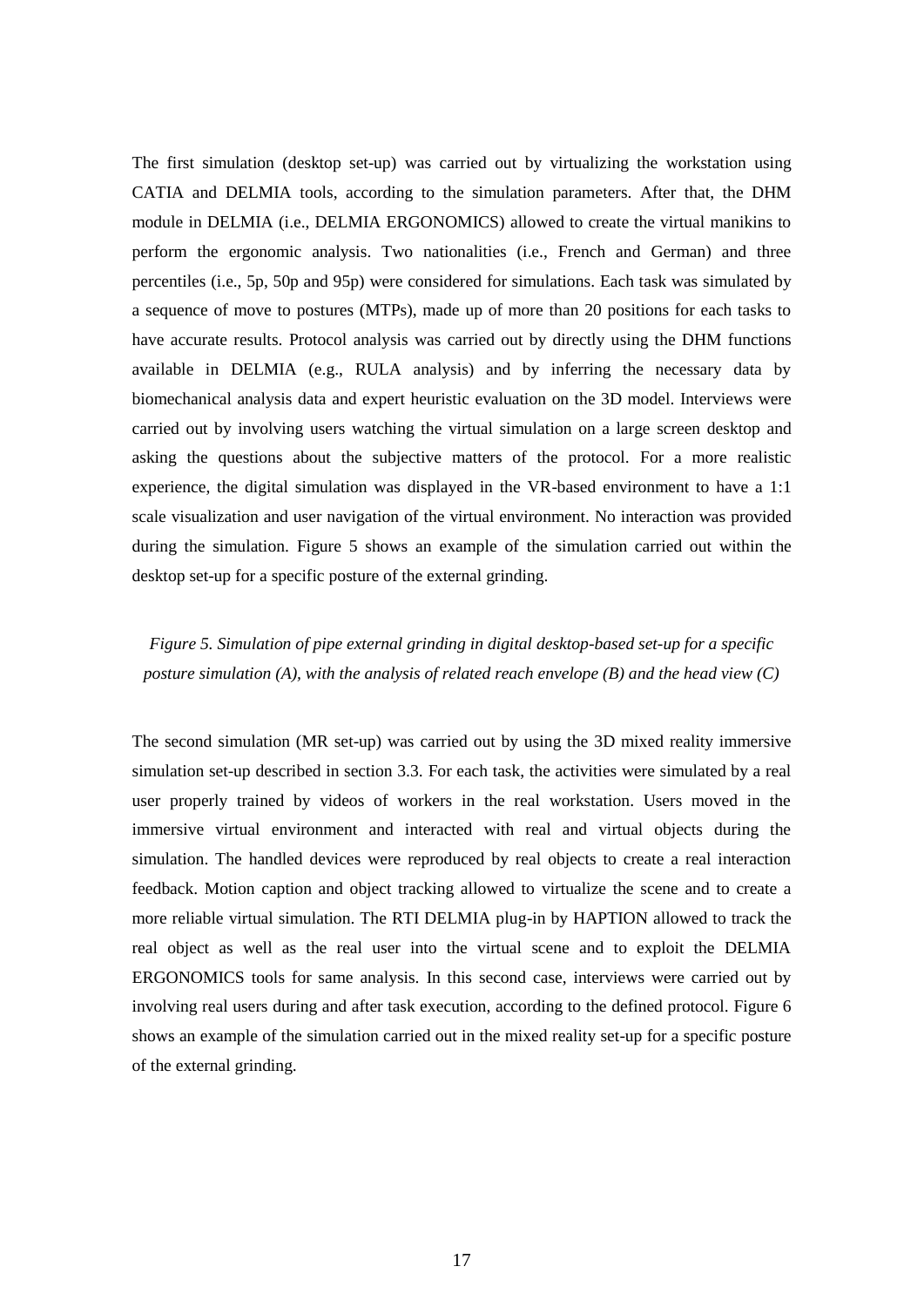The first simulation (desktop set-up) was carried out by virtualizing the workstation using CATIA and DELMIA tools, according to the simulation parameters. After that, the DHM module in DELMIA (i.e., DELMIA ERGONOMICS) allowed to create the virtual manikins to perform the ergonomic analysis. Two nationalities (i.e., French and German) and three percentiles (i.e., 5p, 50p and 95p) were considered for simulations. Each task was simulated by a sequence of move to postures (MTPs), made up of more than 20 positions for each tasks to have accurate results. Protocol analysis was carried out by directly using the DHM functions available in DELMIA (e.g., RULA analysis) and by inferring the necessary data by biomechanical analysis data and expert heuristic evaluation on the 3D model. Interviews were carried out by involving users watching the virtual simulation on a large screen desktop and asking the questions about the subjective matters of the protocol. For a more realistic experience, the digital simulation was displayed in the VR-based environment to have a 1:1 scale visualization and user navigation of the virtual environment. No interaction was provided during the simulation. Figure 5 shows an example of the simulation carried out within the desktop set-up for a specific posture of the external grinding.

*Figure 5. Simulation of pipe external grinding in digital desktop-based set-up for a specific posture simulation (A), with the analysis of related reach envelope (B) and the head view (C)*

The second simulation (MR set-up) was carried out by using the 3D mixed reality immersive simulation set-up described in section 3.3. For each task, the activities were simulated by a real user properly trained by videos of workers in the real workstation. Users moved in the immersive virtual environment and interacted with real and virtual objects during the simulation. The handled devices were reproduced by real objects to create a real interaction feedback. Motion caption and object tracking allowed to virtualize the scene and to create a more reliable virtual simulation. The RTI DELMIA plug-in by HAPTION allowed to track the real object as well as the real user into the virtual scene and to exploit the DELMIA ERGONOMICS tools for same analysis. In this second case, interviews were carried out by involving real users during and after task execution, according to the defined protocol. Figure 6 shows an example of the simulation carried out in the mixed reality set-up for a specific posture of the external grinding.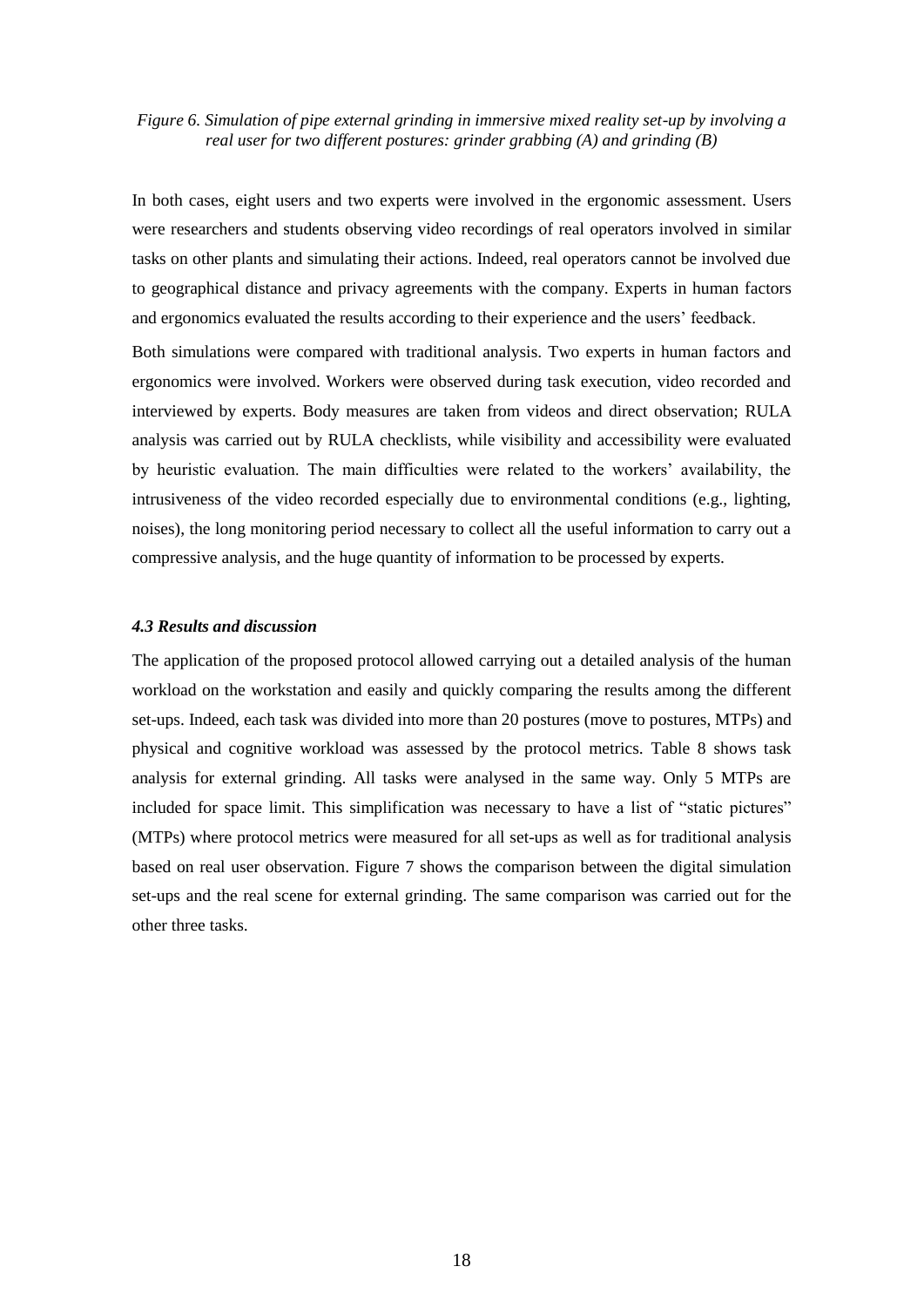*Figure 6. Simulation of pipe external grinding in immersive mixed reality set-up by involving a real user for two different postures: grinder grabbing (A) and grinding (B)*

In both cases, eight users and two experts were involved in the ergonomic assessment. Users were researchers and students observing video recordings of real operators involved in similar tasks on other plants and simulating their actions. Indeed, real operators cannot be involved due to geographical distance and privacy agreements with the company. Experts in human factors and ergonomics evaluated the results according to their experience and the users' feedback.

Both simulations were compared with traditional analysis. Two experts in human factors and ergonomics were involved. Workers were observed during task execution, video recorded and interviewed by experts. Body measures are taken from videos and direct observation; RULA analysis was carried out by RULA checklists, while visibility and accessibility were evaluated by heuristic evaluation. The main difficulties were related to the workers' availability, the intrusiveness of the video recorded especially due to environmental conditions (e.g., lighting, noises), the long monitoring period necessary to collect all the useful information to carry out a compressive analysis, and the huge quantity of information to be processed by experts.

### *4.3 Results and discussion*

The application of the proposed protocol allowed carrying out a detailed analysis of the human workload on the workstation and easily and quickly comparing the results among the different set-ups. Indeed, each task was divided into more than 20 postures (move to postures, MTPs) and physical and cognitive workload was assessed by the protocol metrics. Table 8 shows task analysis for external grinding. All tasks were analysed in the same way. Only 5 MTPs are included for space limit. This simplification was necessary to have a list of "static pictures" (MTPs) where protocol metrics were measured for all set-ups as well as for traditional analysis based on real user observation. Figure 7 shows the comparison between the digital simulation set-ups and the real scene for external grinding. The same comparison was carried out for the other three tasks.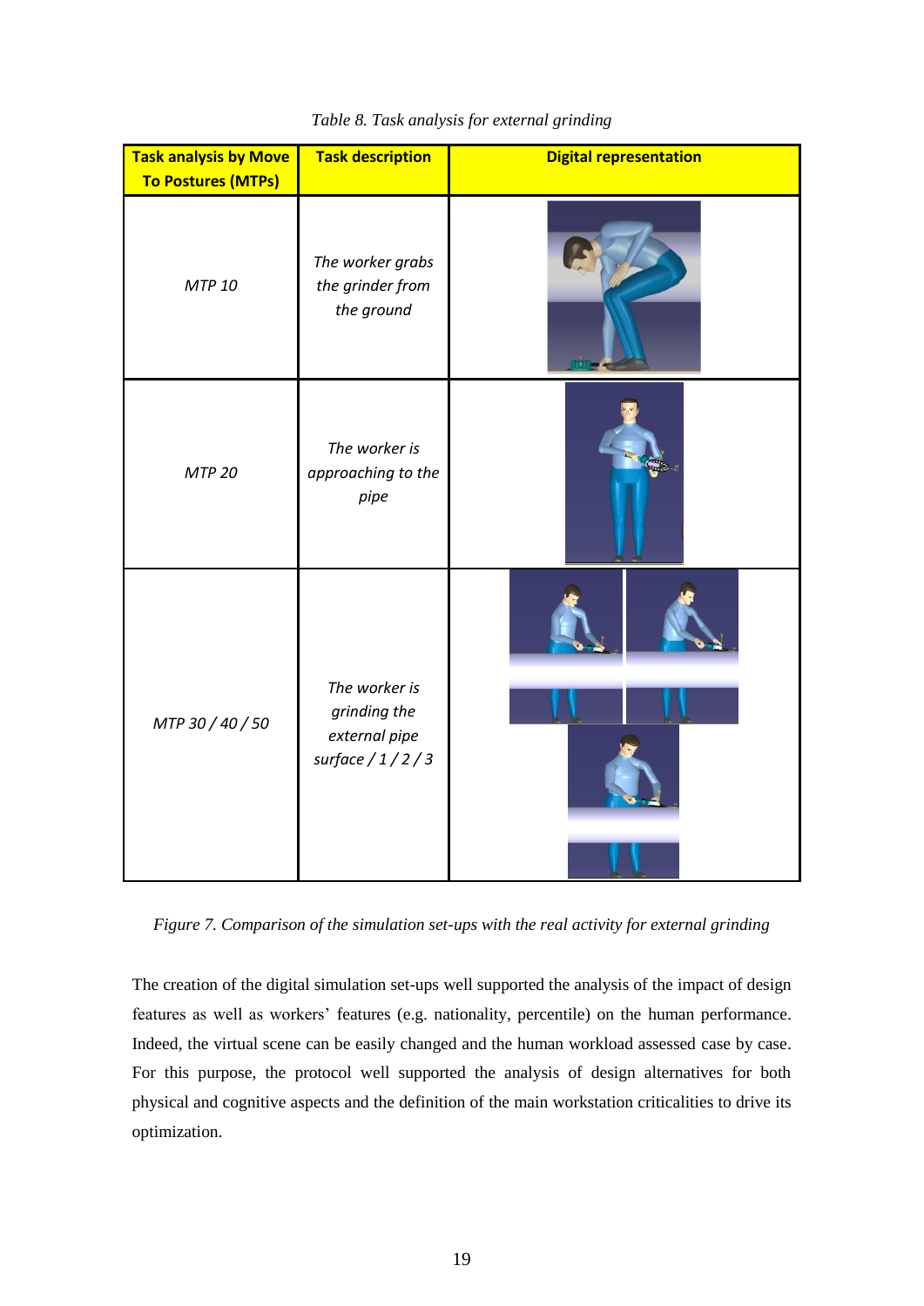*Table 8. Task analysis for external grinding*

| Task analysis by Move To Postures (MTPs) | Task description | Digital representation |
|---|---|---|
| *MTP 10* | *The worker grabs the grinder from the ground* | |
| *MTP 20* | *The worker is approaching to the pipe* | |
| *MTP 30 / 40 / 50* | *The worker is grinding the external pipe surface / 1 / 2 / 3* | |

*Figure 7. Comparison of the simulation set-ups with the real activity for external grinding*

The creation of the digital simulation set-ups well supported the analysis of the impact of design features as well as workers' features (e.g. nationality, percentile) on the human performance. Indeed, the virtual scene can be easily changed and the human workload assessed case by case. For this purpose, the protocol well supported the analysis of design alternatives for both physical and cognitive aspects and the definition of the main workstation criticalities to drive its optimization.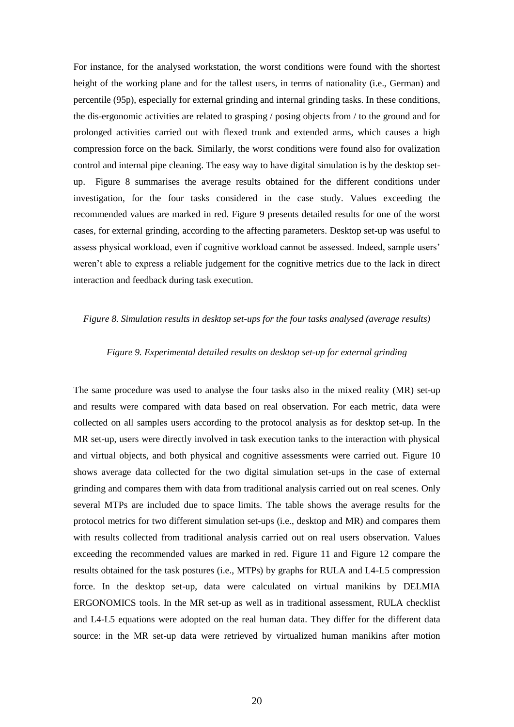For instance, for the analysed workstation, the worst conditions were found with the shortest height of the working plane and for the tallest users, in terms of nationality (i.e., German) and percentile (95p), especially for external grinding and internal grinding tasks. In these conditions, the dis-ergonomic activities are related to grasping / posing objects from / to the ground and for prolonged activities carried out with flexed trunk and extended arms, which causes a high compression force on the back. Similarly, the worst conditions were found also for ovalization control and internal pipe cleaning. The easy way to have digital simulation is by the desktop set-up. Figure 8 summarises the average results obtained for the different conditions under investigation, for the four tasks considered in the case study. Values exceeding the recommended values are marked in red. Figure 9 presents detailed results for one of the worst cases, for external grinding, according to the affecting parameters. Desktop set-up was useful to assess physical workload, even if cognitive workload cannot be assessed. Indeed, sample users' weren't able to express a reliable judgement for the cognitive metrics due to the lack in direct interaction and feedback during task execution.

*Figure 8. Simulation results in desktop set-ups for the four tasks analysed (average results)*

*Figure 9. Experimental detailed results on desktop set-up for external grinding*

The same procedure was used to analyse the four tasks also in the mixed reality (MR) set-up and results were compared with data based on real observation. For each metric, data were collected on all samples users according to the protocol analysis as for desktop set-up. In the MR set-up, users were directly involved in task execution tanks to the interaction with physical and virtual objects, and both physical and cognitive assessments were carried out. Figure 10 shows average data collected for the two digital simulation set-ups in the case of external grinding and compares them with data from traditional analysis carried out on real scenes. Only several MTPs are included due to space limits. The table shows the average results for the protocol metrics for two different simulation set-ups (i.e., desktop and MR) and compares them with results collected from traditional analysis carried out on real users observation. Values exceeding the recommended values are marked in red. Figure 11 and Figure 12 compare the results obtained for the task postures (i.e., MTPs) by graphs for RULA and L4-L5 compression force. In the desktop set-up, data were calculated on virtual manikins by DELMIA ERGONOMICS tools. In the MR set-up as well as in traditional assessment, RULA checklist and L4-L5 equations were adopted on the real human data. They differ for the different data source: in the MR set-up data were retrieved by virtualized human manikins after motion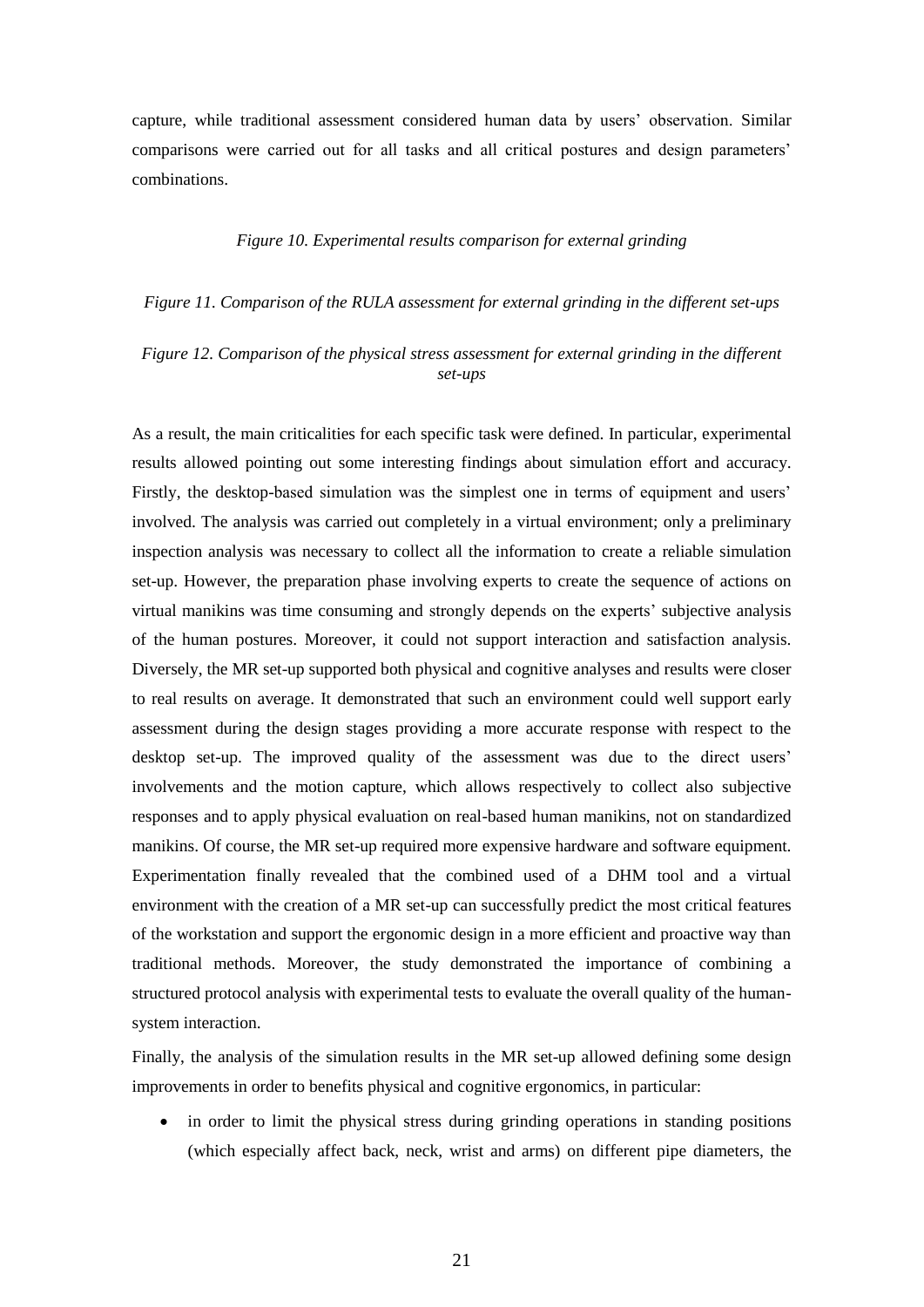capture, while traditional assessment considered human data by users' observation. Similar comparisons were carried out for all tasks and all critical postures and design parameters' combinations.

*Figure 10. Experimental results comparison for external grinding*

*Figure 11. Comparison of the RULA assessment for external grinding in the different set-ups*

*Figure 12. Comparison of the physical stress assessment for external grinding in the different set-ups*

As a result, the main criticalities for each specific task were defined. In particular, experimental results allowed pointing out some interesting findings about simulation effort and accuracy. Firstly, the desktop-based simulation was the simplest one in terms of equipment and users' involved. The analysis was carried out completely in a virtual environment; only a preliminary inspection analysis was necessary to collect all the information to create a reliable simulation set-up. However, the preparation phase involving experts to create the sequence of actions on virtual manikins was time consuming and strongly depends on the experts' subjective analysis of the human postures. Moreover, it could not support interaction and satisfaction analysis. Diversely, the MR set-up supported both physical and cognitive analyses and results were closer to real results on average. It demonstrated that such an environment could well support early assessment during the design stages providing a more accurate response with respect to the desktop set-up. The improved quality of the assessment was due to the direct users' involvements and the motion capture, which allows respectively to collect also subjective responses and to apply physical evaluation on real-based human manikins, not on standardized manikins. Of course, the MR set-up required more expensive hardware and software equipment. Experimentation finally revealed that the combined used of a DHM tool and a virtual environment with the creation of a MR set-up can successfully predict the most critical features of the workstation and support the ergonomic design in a more efficient and proactive way than traditional methods. Moreover, the study demonstrated the importance of combining a structured protocol analysis with experimental tests to evaluate the overall quality of the human-system interaction.

Finally, the analysis of the simulation results in the MR set-up allowed defining some design improvements in order to benefits physical and cognitive ergonomics, in particular:

- in order to limit the physical stress during grinding operations in standing positions (which especially affect back, neck, wrist and arms) on different pipe diameters, the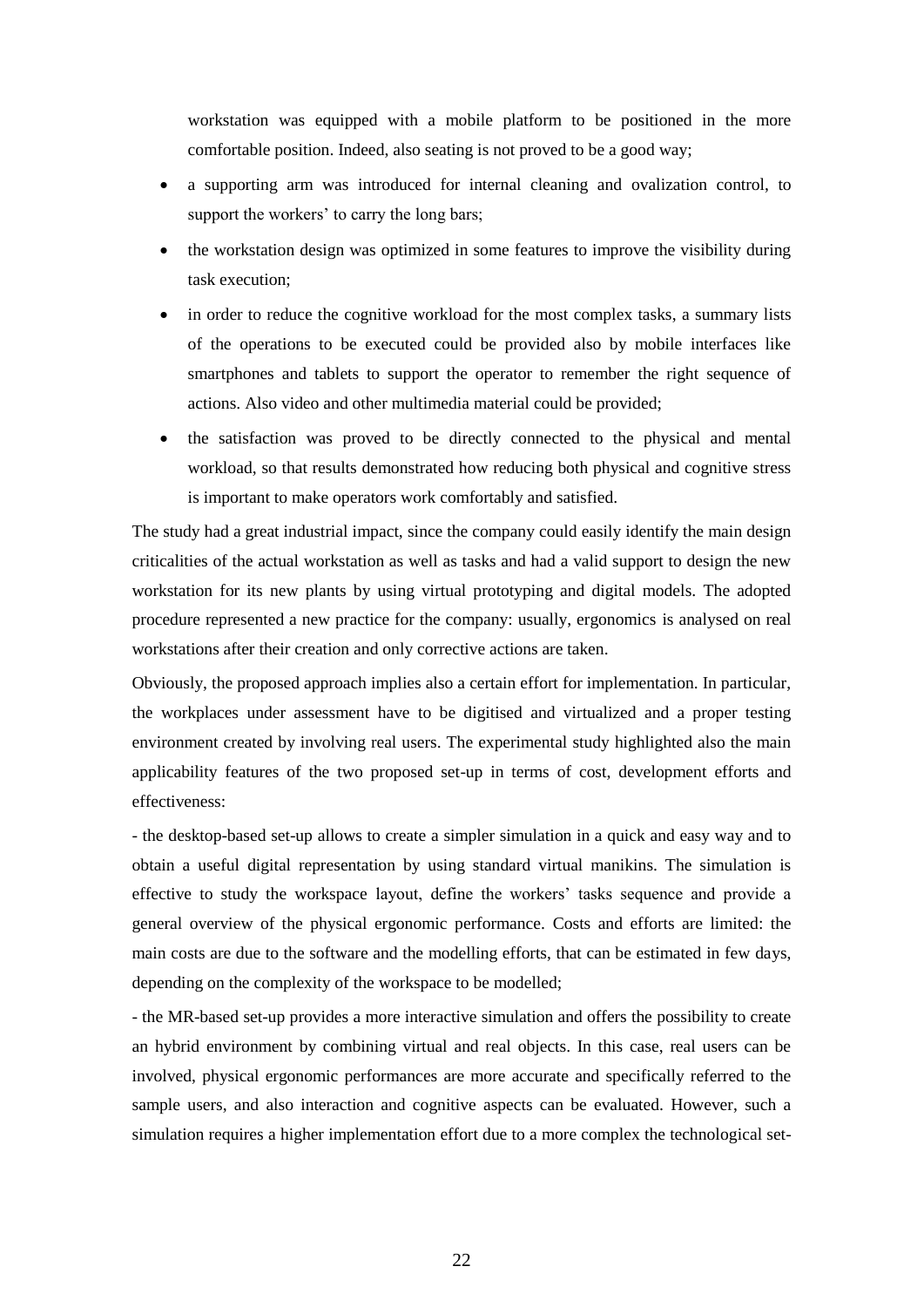workstation was equipped with a mobile platform to be positioned in the more comfortable position. Indeed, also seating is not proved to be a good way;

- a supporting arm was introduced for internal cleaning and ovalization control, to support the workers' to carry the long bars;
- the workstation design was optimized in some features to improve the visibility during task execution;
- in order to reduce the cognitive workload for the most complex tasks, a summary lists of the operations to be executed could be provided also by mobile interfaces like smartphones and tablets to support the operator to remember the right sequence of actions. Also video and other multimedia material could be provided;
- the satisfaction was proved to be directly connected to the physical and mental workload, so that results demonstrated how reducing both physical and cognitive stress is important to make operators work comfortably and satisfied.

The study had a great industrial impact, since the company could easily identify the main design criticalities of the actual workstation as well as tasks and had a valid support to design the new workstation for its new plants by using virtual prototyping and digital models. The adopted procedure represented a new practice for the company: usually, ergonomics is analysed on real workstations after their creation and only corrective actions are taken.

Obviously, the proposed approach implies also a certain effort for implementation. In particular, the workplaces under assessment have to be digitised and virtualized and a proper testing environment created by involving real users. The experimental study highlighted also the main applicability features of the two proposed set-up in terms of cost, development efforts and effectiveness:

- the desktop-based set-up allows to create a simpler simulation in a quick and easy way and to obtain a useful digital representation by using standard virtual manikins. The simulation is effective to study the workspace layout, define the workers' tasks sequence and provide a general overview of the physical ergonomic performance. Costs and efforts are limited: the main costs are due to the software and the modelling efforts, that can be estimated in few days, depending on the complexity of the workspace to be modelled;

- the MR-based set-up provides a more interactive simulation and offers the possibility to create an hybrid environment by combining virtual and real objects. In this case, real users can be involved, physical ergonomic performances are more accurate and specifically referred to the sample users, and also interaction and cognitive aspects can be evaluated. However, such a simulation requires a higher implementation effort due to a more complex the technological set-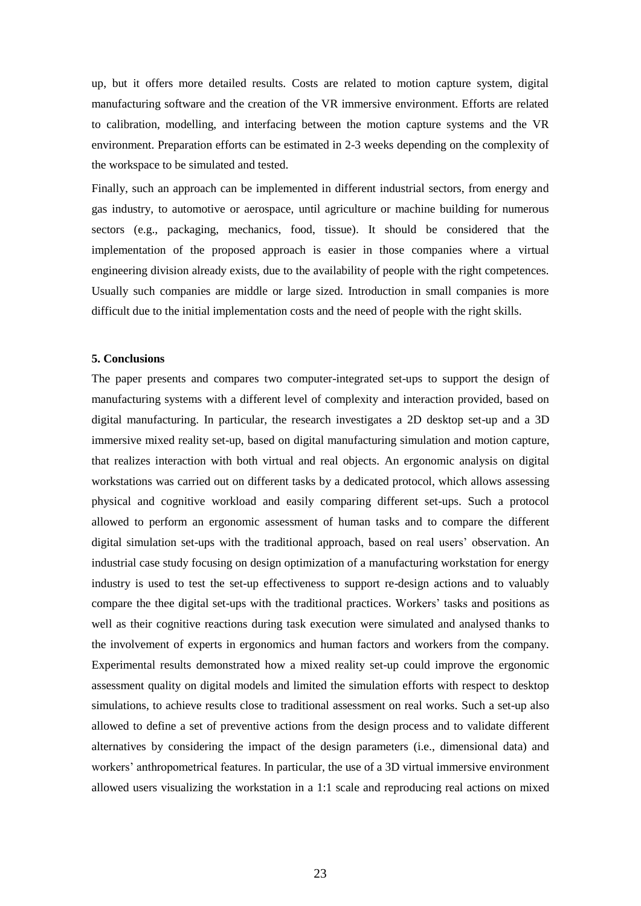up, but it offers more detailed results. Costs are related to motion capture system, digital manufacturing software and the creation of the VR immersive environment. Efforts are related to calibration, modelling, and interfacing between the motion capture systems and the VR environment. Preparation efforts can be estimated in 2-3 weeks depending on the complexity of the workspace to be simulated and tested.

Finally, such an approach can be implemented in different industrial sectors, from energy and gas industry, to automotive or aerospace, until agriculture or machine building for numerous sectors (e.g., packaging, mechanics, food, tissue). It should be considered that the implementation of the proposed approach is easier in those companies where a virtual engineering division already exists, due to the availability of people with the right competences. Usually such companies are middle or large sized. Introduction in small companies is more difficult due to the initial implementation costs and the need of people with the right skills.

## 5. Conclusions

The paper presents and compares two computer-integrated set-ups to support the design of manufacturing systems with a different level of complexity and interaction provided, based on digital manufacturing. In particular, the research investigates a 2D desktop set-up and a 3D immersive mixed reality set-up, based on digital manufacturing simulation and motion capture, that realizes interaction with both virtual and real objects. An ergonomic analysis on digital workstations was carried out on different tasks by a dedicated protocol, which allows assessing physical and cognitive workload and easily comparing different set-ups. Such a protocol allowed to perform an ergonomic assessment of human tasks and to compare the different digital simulation set-ups with the traditional approach, based on real users' observation. An industrial case study focusing on design optimization of a manufacturing workstation for energy industry is used to test the set-up effectiveness to support re-design actions and to valuably compare the thee digital set-ups with the traditional practices. Workers' tasks and positions as well as their cognitive reactions during task execution were simulated and analysed thanks to the involvement of experts in ergonomics and human factors and workers from the company. Experimental results demonstrated how a mixed reality set-up could improve the ergonomic assessment quality on digital models and limited the simulation efforts with respect to desktop simulations, to achieve results close to traditional assessment on real works. Such a set-up also allowed to define a set of preventive actions from the design process and to validate different alternatives by considering the impact of the design parameters (i.e., dimensional data) and workers' anthropometrical features. In particular, the use of a 3D virtual immersive environment allowed users visualizing the workstation in a 1:1 scale and reproducing real actions on mixed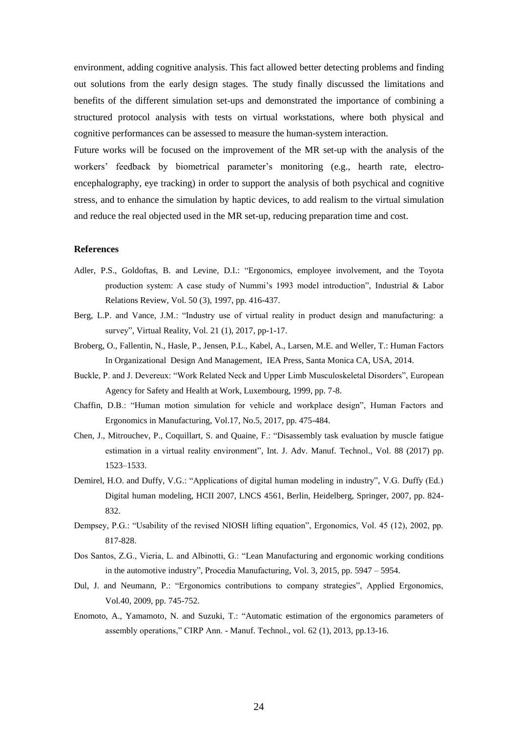environment, adding cognitive analysis. This fact allowed better detecting problems and finding out solutions from the early design stages. The study finally discussed the limitations and benefits of the different simulation set-ups and demonstrated the importance of combining a structured protocol analysis with tests on virtual workstations, where both physical and cognitive performances can be assessed to measure the human-system interaction.

Future works will be focused on the improvement of the MR set-up with the analysis of the workers' feedback by biometrical parameter's monitoring (e.g., hearth rate, electro-encephalography, eye tracking) in order to support the analysis of both psychical and cognitive stress, and to enhance the simulation by haptic devices, to add realism to the virtual simulation and reduce the real objected used in the MR set-up, reducing preparation time and cost.

**References**

Adler, P.S., Goldoftas, B. and Levine, D.I.: "Ergonomics, employee involvement, and the Toyota production system: A case study of Nummi's 1993 model introduction", Industrial & Labor Relations Review, Vol. 50 (3), 1997, pp. 416-437.

Berg, L.P. and Vance, J.M.: "Industry use of virtual reality in product design and manufacturing: a survey", Virtual Reality, Vol. 21 (1), 2017, pp-1-17.

Broberg, O., Fallentin, N., Hasle, P., Jensen, P.L., Kabel, A., Larsen, M.E. and Weller, T.: Human Factors In Organizational Design And Management, IEA Press, Santa Monica CA, USA, 2014.

Buckle, P. and J. Devereux: "Work Related Neck and Upper Limb Musculoskeletal Disorders", European Agency for Safety and Health at Work, Luxembourg, 1999, pp. 7-8.

Chaffin, D.B.: "Human motion simulation for vehicle and workplace design", Human Factors and Ergonomics in Manufacturing, Vol.17, No.5, 2017, pp. 475-484.

Chen, J., Mitrouchev, P., Coquillart, S. and Quaine, F.: "Disassembly task evaluation by muscle fatigue estimation in a virtual reality environment", Int. J. Adv. Manuf. Technol., Vol. 88 (2017) pp. 1523–1533.

Demirel, H.O. and Duffy, V.G.: "Applications of digital human modeling in industry", V.G. Duffy (Ed.) Digital human modeling, HCII 2007, LNCS 4561, Berlin, Heidelberg, Springer, 2007, pp. 824-832.

Dempsey, P.G.: "Usability of the revised NIOSH lifting equation", Ergonomics, Vol. 45 (12), 2002, pp. 817-828.

Dos Santos, Z.G., Vieria, L. and Albinotti, G.: "Lean Manufacturing and ergonomic working conditions in the automotive industry", Procedia Manufacturing, Vol. 3, 2015, pp. 5947 – 5954.

Dul, J. and Neumann, P.: "Ergonomics contributions to company strategies", Applied Ergonomics, Vol.40, 2009, pp. 745-752.

Enomoto, A., Yamamoto, N. and Suzuki, T.: "Automatic estimation of the ergonomics parameters of assembly operations," CIRP Ann. - Manuf. Technol., vol. 62 (1), 2013, pp.13-16.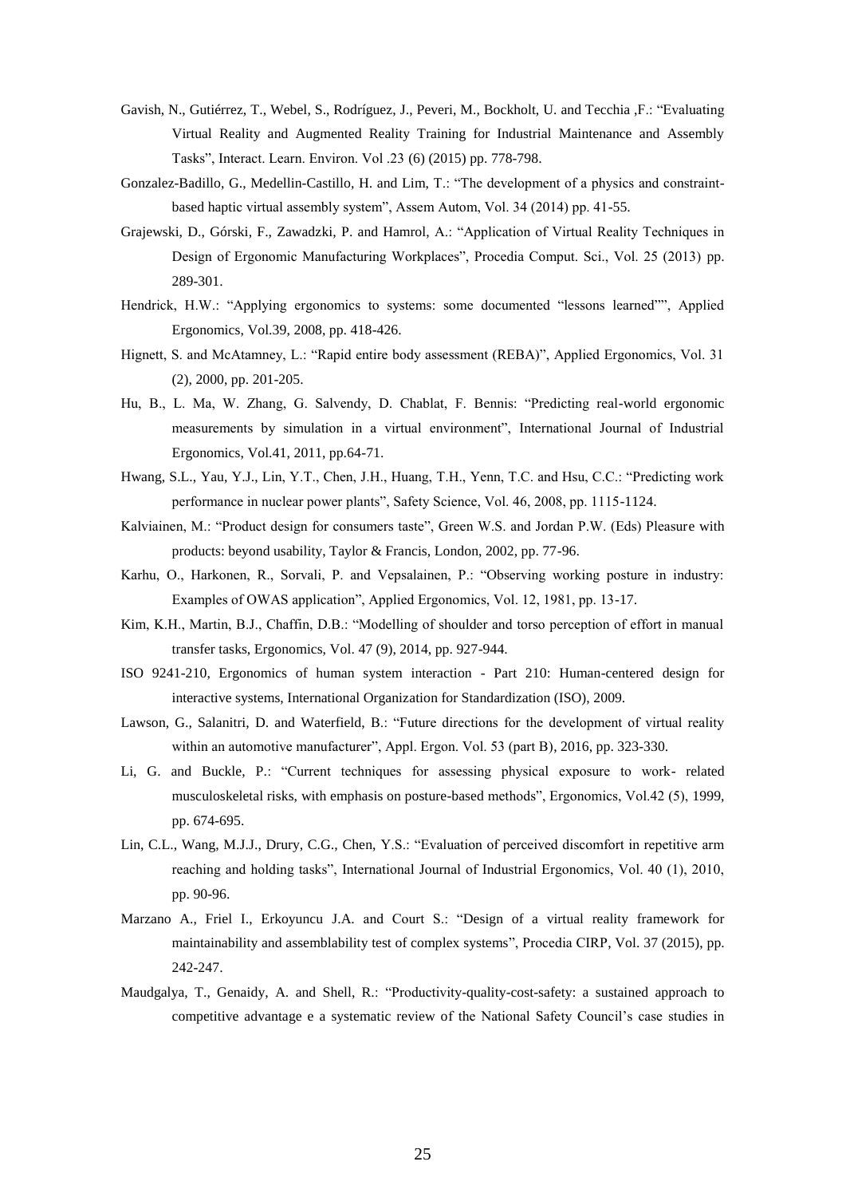Gavish, N., Gutiérrez, T., Webel, S., Rodríguez, J., Peveri, M., Bockholt, U. and Tecchia ,F.: "Evaluating Virtual Reality and Augmented Reality Training for Industrial Maintenance and Assembly Tasks", Interact. Learn. Environ. Vol .23 (6) (2015) pp. 778-798.

Gonzalez-Badillo, G., Medellin-Castillo, H. and Lim, T.: "The development of a physics and constraint-based haptic virtual assembly system", Assem Autom, Vol. 34 (2014) pp. 41-55.

Grajewski, D., Górski, F., Zawadzki, P. and Hamrol, A.: "Application of Virtual Reality Techniques in Design of Ergonomic Manufacturing Workplaces", Procedia Comput. Sci., Vol. 25 (2013) pp. 289-301.

Hendrick, H.W.: "Applying ergonomics to systems: some documented "lessons learned"", Applied Ergonomics, Vol.39, 2008, pp. 418-426.

Hignett, S. and McAtamney, L.: "Rapid entire body assessment (REBA)", Applied Ergonomics, Vol. 31 (2), 2000, pp. 201-205.

Hu, B., L. Ma, W. Zhang, G. Salvendy, D. Chablat, F. Bennis: "Predicting real-world ergonomic measurements by simulation in a virtual environment", International Journal of Industrial Ergonomics, Vol.41, 2011, pp.64-71.

Hwang, S.L., Yau, Y.J., Lin, Y.T., Chen, J.H., Huang, T.H., Yenn, T.C. and Hsu, C.C.: "Predicting work performance in nuclear power plants", Safety Science, Vol. 46, 2008, pp. 1115-1124.

Kalviainen, M.: "Product design for consumers taste", Green W.S. and Jordan P.W. (Eds) Pleasure with products: beyond usability, Taylor & Francis, London, 2002, pp. 77-96.

Karhu, O., Harkonen, R., Sorvali, P. and Vepsalainen, P.: "Observing working posture in industry: Examples of OWAS application", Applied Ergonomics, Vol. 12, 1981, pp. 13-17.

Kim, K.H., Martin, B.J., Chaffin, D.B.: "Modelling of shoulder and torso perception of effort in manual transfer tasks, Ergonomics, Vol. 47 (9), 2014, pp. 927-944.

ISO 9241-210, Ergonomics of human system interaction - Part 210: Human-centered design for interactive systems, International Organization for Standardization (ISO), 2009.

Lawson, G., Salanitri, D. and Waterfield, B.: "Future directions for the development of virtual reality within an automotive manufacturer", Appl. Ergon. Vol. 53 (part B), 2016, pp. 323-330.

Li, G. and Buckle, P.: "Current techniques for assessing physical exposure to work- related musculoskeletal risks, with emphasis on posture-based methods", Ergonomics, Vol.42 (5), 1999, pp. 674-695.

Lin, C.L., Wang, M.J.J., Drury, C.G., Chen, Y.S.: "Evaluation of perceived discomfort in repetitive arm reaching and holding tasks", International Journal of Industrial Ergonomics, Vol. 40 (1), 2010, pp. 90-96.

Marzano A., Friel I., Erkoyuncu J.A. and Court S.: "Design of a virtual reality framework for maintainability and assemblability test of complex systems", Procedia CIRP, Vol. 37 (2015), pp. 242-247.

Maudgalya, T., Genaidy, A. and Shell, R.: "Productivity-quality-cost-safety: a sustained approach to competitive advantage e a systematic review of the National Safety Council's case studies in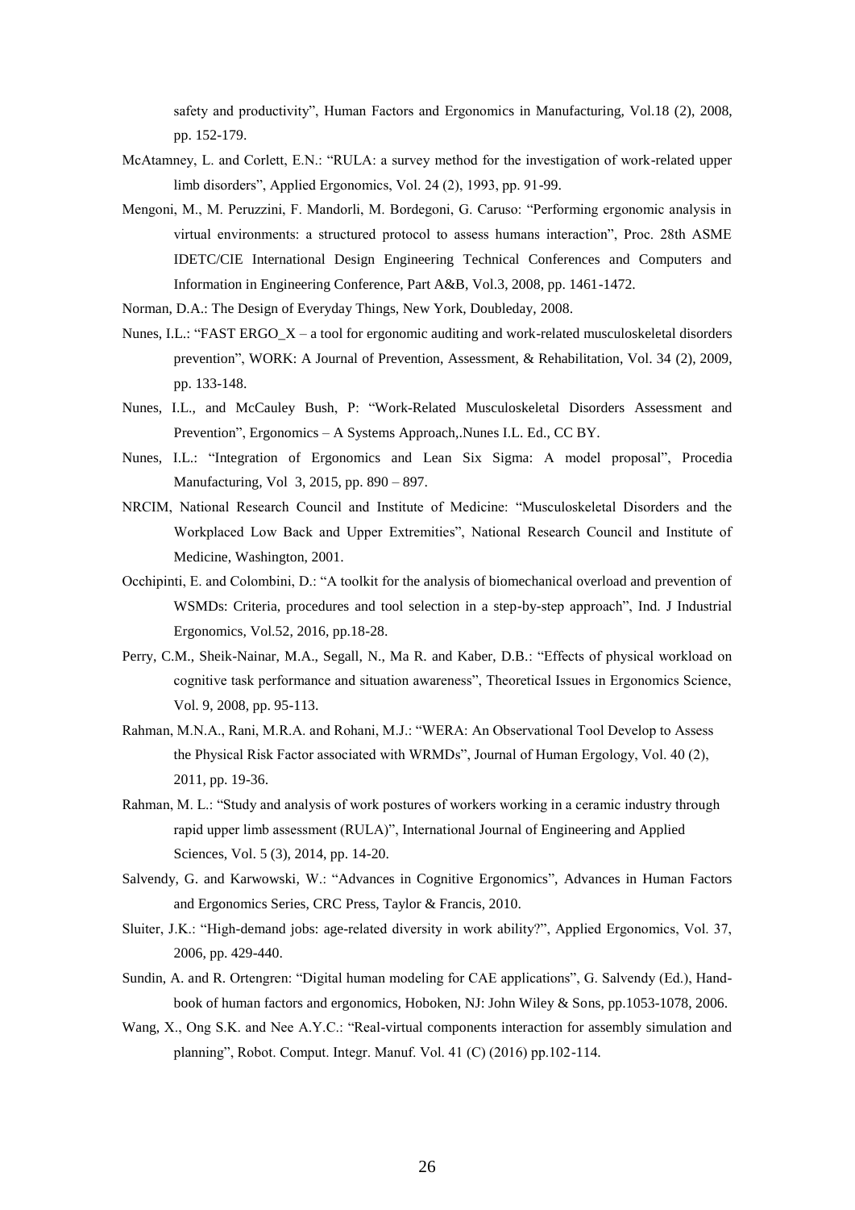safety and productivity", Human Factors and Ergonomics in Manufacturing, Vol.18 (2), 2008, pp. 152-179.

McAtamney, L. and Corlett, E.N.: "RULA: a survey method for the investigation of work-related upper limb disorders", Applied Ergonomics, Vol. 24 (2), 1993, pp. 91-99.

Mengoni, M., M. Peruzzini, F. Mandorli, M. Bordegoni, G. Caruso: "Performing ergonomic analysis in virtual environments: a structured protocol to assess humans interaction", Proc. 28th ASME IDETC/CIE International Design Engineering Technical Conferences and Computers and Information in Engineering Conference, Part A&B, Vol.3, 2008, pp. 1461-1472.

Norman, D.A.: The Design of Everyday Things, New York, Doubleday, 2008.

Nunes, I.L.: "FAST ERGO_X – a tool for ergonomic auditing and work-related musculoskeletal disorders prevention", WORK: A Journal of Prevention, Assessment, & Rehabilitation, Vol. 34 (2), 2009, pp. 133-148.

Nunes, I.L., and McCauley Bush, P: "Work-Related Musculoskeletal Disorders Assessment and Prevention", Ergonomics – A Systems Approach,.Nunes I.L. Ed., CC BY.

Nunes, I.L.: "Integration of Ergonomics and Lean Six Sigma: A model proposal", Procedia Manufacturing, Vol 3, 2015, pp. 890 – 897.

NRCIM, National Research Council and Institute of Medicine: "Musculoskeletal Disorders and the Workplaced Low Back and Upper Extremities", National Research Council and Institute of Medicine, Washington, 2001.

Occhipinti, E. and Colombini, D.: "A toolkit for the analysis of biomechanical overload and prevention of WSMDs: Criteria, procedures and tool selection in a step-by-step approach", Ind. J Industrial Ergonomics, Vol.52, 2016, pp.18-28.

Perry, C.M., Sheik-Nainar, M.A., Segall, N., Ma R. and Kaber, D.B.: "Effects of physical workload on cognitive task performance and situation awareness", Theoretical Issues in Ergonomics Science, Vol. 9, 2008, pp. 95-113.

Rahman, M.N.A., Rani, M.R.A. and Rohani, M.J.: "WERA: An Observational Tool Develop to Assess the Physical Risk Factor associated with WRMDs", Journal of Human Ergology, Vol. 40 (2), 2011, pp. 19-36.

Rahman, M. L.: "Study and analysis of work postures of workers working in a ceramic industry through rapid upper limb assessment (RULA)", International Journal of Engineering and Applied Sciences, Vol. 5 (3), 2014, pp. 14-20.

Salvendy, G. and Karwowski, W.: "Advances in Cognitive Ergonomics", Advances in Human Factors and Ergonomics Series, CRC Press, Taylor & Francis, 2010.

Sluiter, J.K.: "High-demand jobs: age-related diversity in work ability?", Applied Ergonomics, Vol. 37, 2006, pp. 429-440.

Sundin, A. and R. Ortengren: "Digital human modeling for CAE applications", G. Salvendy (Ed.), Handbook of human factors and ergonomics, Hoboken, NJ: John Wiley & Sons, pp.1053-1078, 2006.

Wang, X., Ong S.K. and Nee A.Y.C.: "Real-virtual components interaction for assembly simulation and planning", Robot. Comput. Integr. Manuf. Vol. 41 (C) (2016) pp.102-114.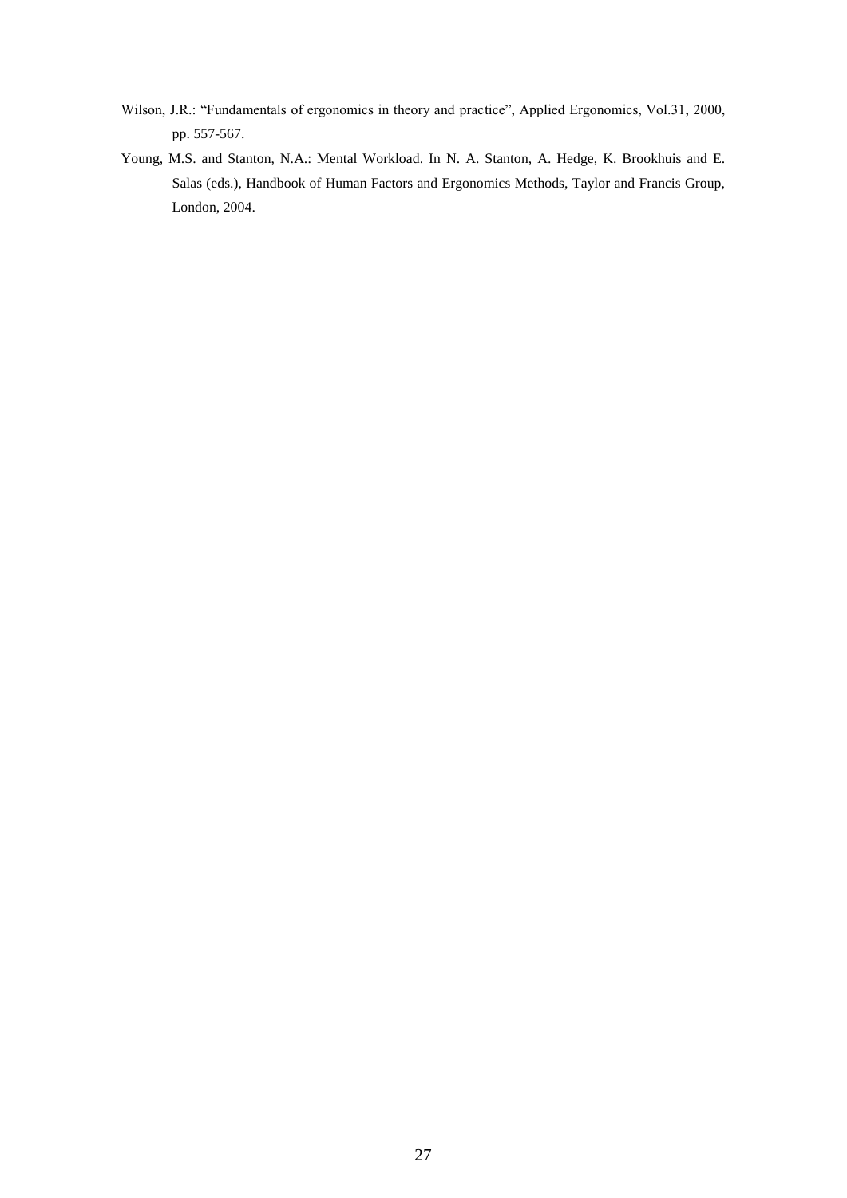Wilson, J.R.: "Fundamentals of ergonomics in theory and practice", Applied Ergonomics, Vol.31, 2000, pp. 557-567.

Young, M.S. and Stanton, N.A.: Mental Workload. In N. A. Stanton, A. Hedge, K. Brookhuis and E. Salas (eds.), Handbook of Human Factors and Ergonomics Methods, Taylor and Francis Group, London, 2004.